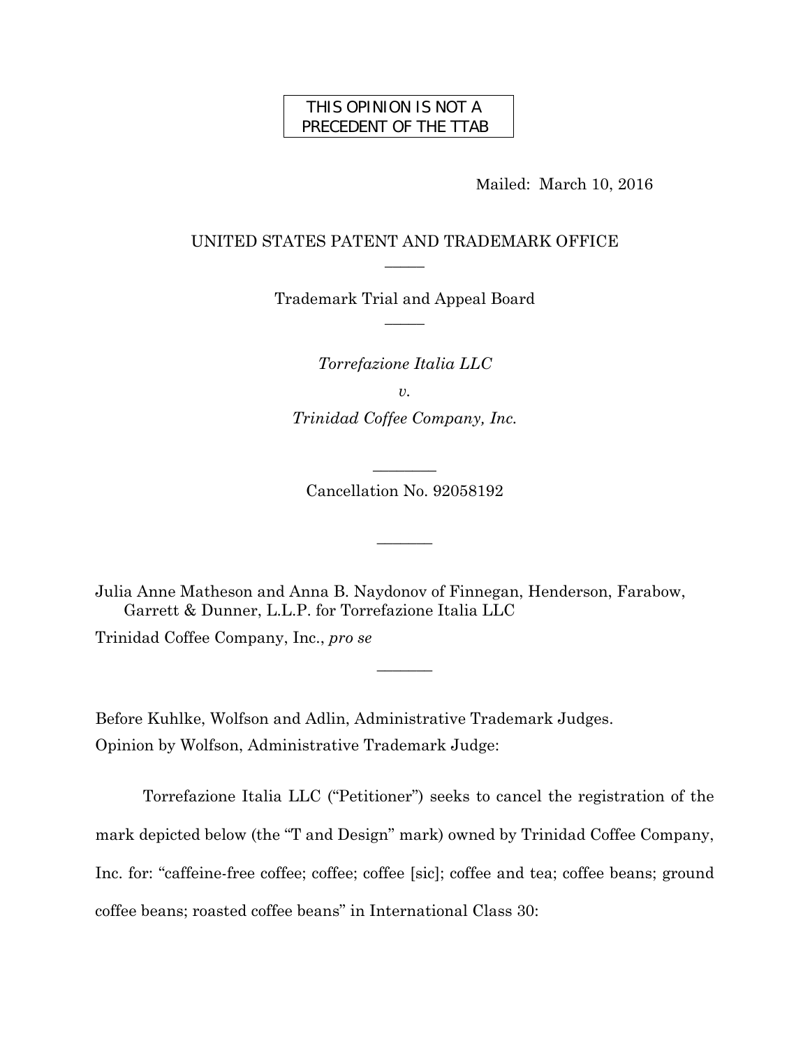THIS OPINION IS NOT A PRECEDENT OF THE TTAB

Mailed: March 10, 2016

UNITED STATES PATENT AND TRADEMARK OFFICE

_____

Trademark Trial and Appeal Board

_____

*Torrefazione Italia LLC*

*v.*

*Trinidad Coffee Company, Inc.*

_____

Cancellation No. 92058192

_____

Julia Anne Matheson and Anna B. Naydonov of Finnegan, Henderson, Farabow, Garrett & Dunner, L.L.P. for Torrefazione Italia LLC

Trinidad Coffee Company, Inc., *pro se*

_____

Before Kuhlke, Wolfson and Adlin, Administrative Trademark Judges.

Opinion by Wolfson, Administrative Trademark Judge:

Torrefazione Italia LLC ("Petitioner") seeks to cancel the registration of the mark depicted below (the "T and Design" mark) owned by Trinidad Coffee Company, Inc. for: "caffeine-free coffee; coffee; coffee [sic]; coffee and tea; coffee beans; ground coffee beans; roasted coffee beans" in International Class 30: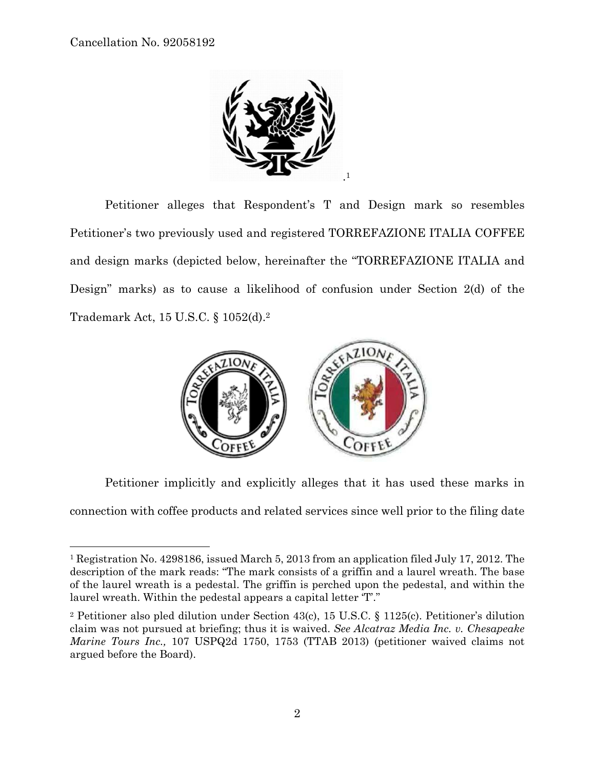.[1]

Petitioner alleges that Respondent's T and Design mark so resembles Petitioner's two previously used and registered TORREFAZIONE ITALIA COFFEE and design marks (depicted below, hereinafter the "TORREFAZIONE ITALIA and Design" marks) as to cause a likelihood of confusion under Section 2(d) of the Trademark Act, 15 U.S.C. § 1052(d).[2]

Petitioner implicitly and explicitly alleges that it has used these marks in connection with coffee products and related services since well prior to the filing date

---

[1] Registration No. 4298186, issued March 5, 2013 from an application filed July 17, 2012. The description of the mark reads: "The mark consists of a griffin and a laurel wreath. The base of the laurel wreath is a pedestal. The griffin is perched upon the pedestal, and within the laurel wreath. Within the pedestal appears a capital letter 'T'."

[2] Petitioner also pled dilution under Section 43(c), 15 U.S.C. § 1125(c). Petitioner's dilution claim was not pursued at briefing; thus it is waived. *See Alcatraz Media Inc. v. Chesapeake Marine Tours Inc.,* 107 USPQ2d 1750, 1753 (TTAB 2013) (petitioner waived claims not argued before the Board).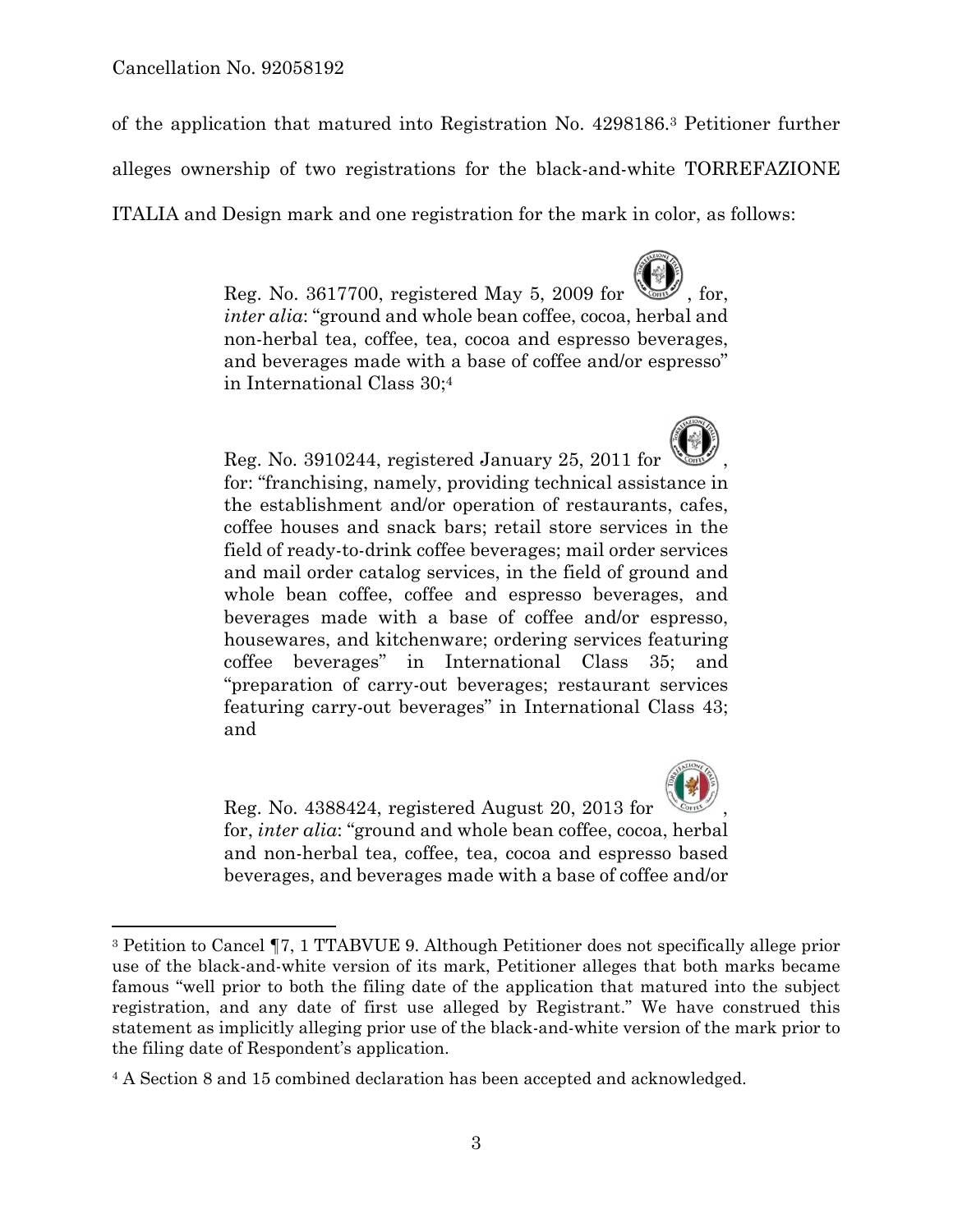of the application that matured into Registration No. 4298186.[3] Petitioner further alleges ownership of two registrations for the black-and-white TORREFAZIONE ITALIA and Design mark and one registration for the mark in color, as follows:

> Reg. No. 3617700, registered May 5, 2009 for , for, *inter alia*: "ground and whole bean coffee, cocoa, herbal and non-herbal tea, coffee, tea, cocoa and espresso beverages, and beverages made with a base of coffee and/or espresso" in International Class 30;[4]
>
> Reg. No. 3910244, registered January 25, 2011 for , for: "franchising, namely, providing technical assistance in the establishment and/or operation of restaurants, cafes, coffee houses and snack bars; retail store services in the field of ready-to-drink coffee beverages; mail order services and mail order catalog services, in the field of ground and whole bean coffee, coffee and espresso beverages, and beverages made with a base of coffee and/or espresso, housewares, and kitchenware; ordering services featuring coffee beverages" in International Class 35; and "preparation of carry-out beverages; restaurant services featuring carry-out beverages" in International Class 43; and
>
> Reg. No. 4388424, registered August 20, 2013 for , for, *inter alia*: "ground and whole bean coffee, cocoa, herbal and non-herbal tea, coffee, tea, cocoa and espresso based beverages, and beverages made with a base of coffee and/or

---

[3] Petition to Cancel ¶7, 1 TTABVUE 9. Although Petitioner does not specifically allege prior use of the black-and-white version of its mark, Petitioner alleges that both marks became famous "well prior to both the filing date of the application that matured into the subject registration, and any date of first use alleged by Registrant." We have construed this statement as implicitly alleging prior use of the black-and-white version of the mark prior to the filing date of Respondent's application.

[4] A Section 8 and 15 combined declaration has been accepted and acknowledged.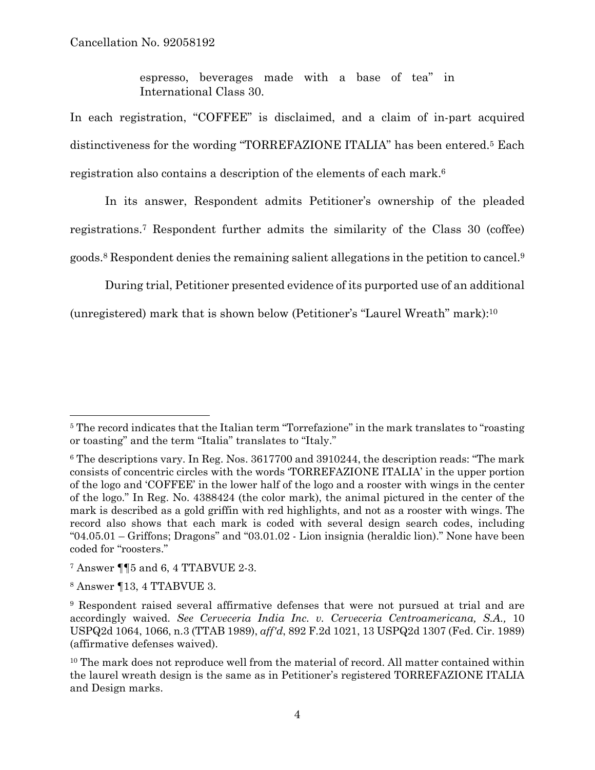espresso, beverages made with a base of tea" in International Class 30.

In each registration, "COFFEE" is disclaimed, and a claim of in-part acquired distinctiveness for the wording "TORREFAZIONE ITALIA" has been entered.[5] Each registration also contains a description of the elements of each mark.[6]

In its answer, Respondent admits Petitioner's ownership of the pleaded registrations.[7] Respondent further admits the similarity of the Class 30 (coffee) goods.[8] Respondent denies the remaining salient allegations in the petition to cancel.[9]

During trial, Petitioner presented evidence of its purported use of an additional (unregistered) mark that is shown below (Petitioner's "Laurel Wreath" mark):[10]

---

[5] The record indicates that the Italian term "Torrefazione" in the mark translates to "roasting or toasting" and the term "Italia" translates to "Italy."

[6] The descriptions vary. In Reg. Nos. 3617700 and 3910244, the description reads: "The mark consists of concentric circles with the words 'TORREFAZIONE ITALIA' in the upper portion of the logo and 'COFFEE' in the lower half of the logo and a rooster with wings in the center of the logo." In Reg. No. 4388424 (the color mark), the animal pictured in the center of the mark is described as a gold griffin with red highlights, and not as a rooster with wings. The record also shows that each mark is coded with several design search codes, including "04.05.01 – Griffons; Dragons" and "03.01.02 - Lion insignia (heraldic lion)." None have been coded for "roosters."

[7] Answer ¶¶5 and 6, 4 TTABVUE 2-3.

[8] Answer ¶13, 4 TTABVUE 3.

[9] Respondent raised several affirmative defenses that were not pursued at trial and are accordingly waived. *See Cerveceria India Inc. v. Cerveceria Centroamericana, S.A.,* 10 USPQ2d 1064, 1066, n.3 (TTAB 1989), *aff'd*, 892 F.2d 1021, 13 USPQ2d 1307 (Fed. Cir. 1989) (affirmative defenses waived).

[10] The mark does not reproduce well from the material of record. All matter contained within the laurel wreath design is the same as in Petitioner's registered TORREFAZIONE ITALIA and Design marks.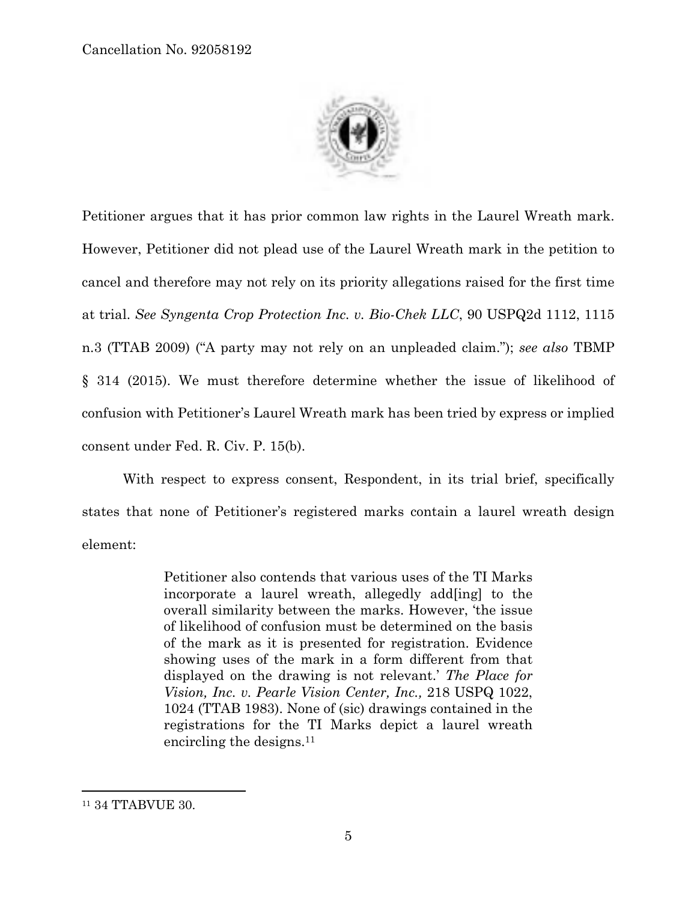Petitioner argues that it has prior common law rights in the Laurel Wreath mark. However, Petitioner did not plead use of the Laurel Wreath mark in the petition to cancel and therefore may not rely on its priority allegations raised for the first time at trial. *See Syngenta Crop Protection Inc. v. Bio-Chek LLC*, 90 USPQ2d 1112, 1115 n.3 (TTAB 2009) ("A party may not rely on an unpleaded claim."); *see also* TBMP § 314 (2015). We must therefore determine whether the issue of likelihood of confusion with Petitioner's Laurel Wreath mark has been tried by express or implied consent under Fed. R. Civ. P. 15(b).

With respect to express consent, Respondent, in its trial brief, specifically states that none of Petitioner's registered marks contain a laurel wreath design element:

> Petitioner also contends that various uses of the TI Marks incorporate a laurel wreath, allegedly add[ing] to the overall similarity between the marks. However, 'the issue of likelihood of confusion must be determined on the basis of the mark as it is presented for registration. Evidence showing uses of the mark in a form different from that displayed on the drawing is not relevant.' *The Place for Vision, Inc. v. Pearle Vision Center, Inc.,* 218 USPQ 1022, 1024 (TTAB 1983). None of (sic) drawings contained in the registrations for the TI Marks depict a laurel wreath encircling the designs.[11]

---

[11] 34 TTABVUE 30.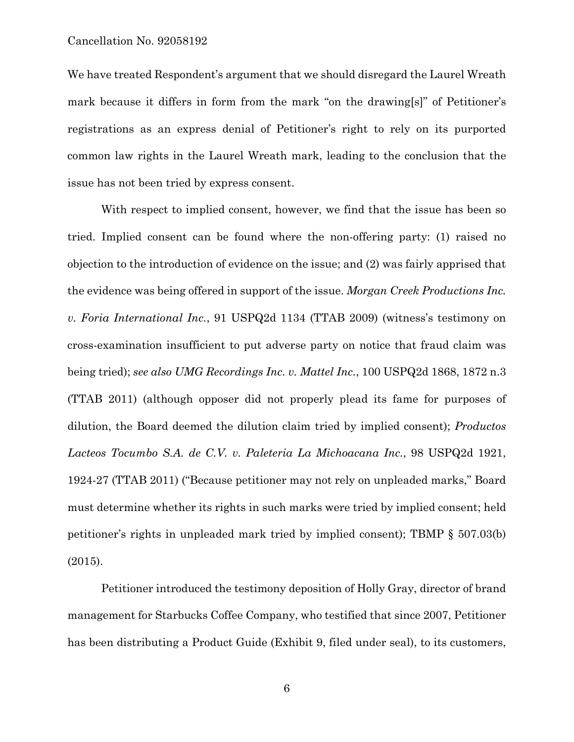We have treated Respondent's argument that we should disregard the Laurel Wreath mark because it differs in form from the mark "on the drawing[s]" of Petitioner's registrations as an express denial of Petitioner's right to rely on its purported common law rights in the Laurel Wreath mark, leading to the conclusion that the issue has not been tried by express consent.

With respect to implied consent, however, we find that the issue has been so tried. Implied consent can be found where the non-offering party: (1) raised no objection to the introduction of evidence on the issue; and (2) was fairly apprised that the evidence was being offered in support of the issue. *Morgan Creek Productions Inc. v. Foria International Inc.*, 91 USPQ2d 1134 (TTAB 2009) (witness's testimony on cross-examination insufficient to put adverse party on notice that fraud claim was being tried); *see also UMG Recordings Inc. v. Mattel Inc.*, 100 USPQ2d 1868, 1872 n.3 (TTAB 2011) (although opposer did not properly plead its fame for purposes of dilution, the Board deemed the dilution claim tried by implied consent); *Productos Lacteos Tocumbo S.A. de C.V. v. Paleteria La Michoacana Inc.*, 98 USPQ2d 1921, 1924-27 (TTAB 2011) ("Because petitioner may not rely on unpleaded marks," Board must determine whether its rights in such marks were tried by implied consent; held petitioner's rights in unpleaded mark tried by implied consent); TBMP § 507.03(b) (2015).

Petitioner introduced the testimony deposition of Holly Gray, director of brand management for Starbucks Coffee Company, who testified that since 2007, Petitioner has been distributing a Product Guide (Exhibit 9, filed under seal), to its customers,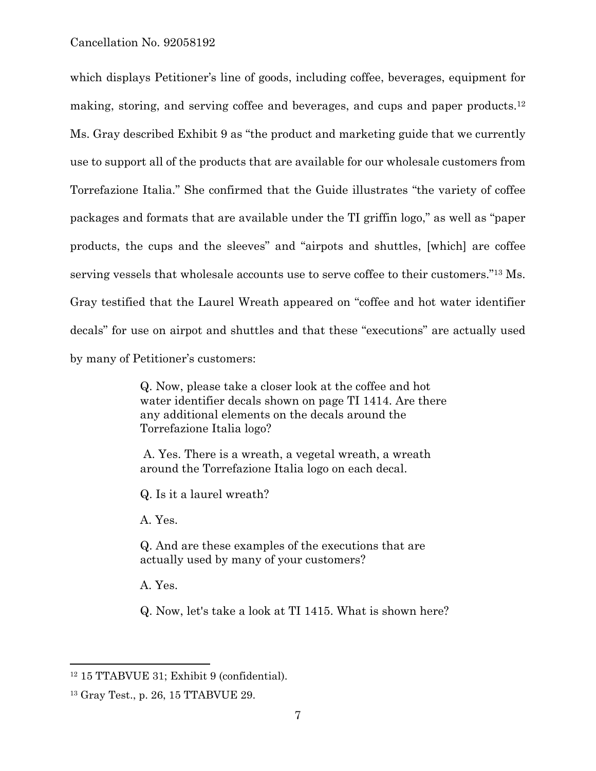which displays Petitioner's line of goods, including coffee, beverages, equipment for making, storing, and serving coffee and beverages, and cups and paper products.[12] Ms. Gray described Exhibit 9 as "the product and marketing guide that we currently use to support all of the products that are available for our wholesale customers from Torrefazione Italia." She confirmed that the Guide illustrates "the variety of coffee packages and formats that are available under the TI griffin logo," as well as "paper products, the cups and the sleeves" and "airpots and shuttles, [which] are coffee serving vessels that wholesale accounts use to serve coffee to their customers."[13] Ms. Gray testified that the Laurel Wreath appeared on "coffee and hot water identifier decals" for use on airpot and shuttles and that these "executions" are actually used by many of Petitioner's customers:

> Q. Now, please take a closer look at the coffee and hot water identifier decals shown on page TI 1414. Are there any additional elements on the decals around the Torrefazione Italia logo?
>
> A. Yes. There is a wreath, a vegetal wreath, a wreath around the Torrefazione Italia logo on each decal.
>
> Q. Is it a laurel wreath?
>
> A. Yes.
>
> Q. And are these examples of the executions that are actually used by many of your customers?
>
> A. Yes.
>
> Q. Now, let's take a look at TI 1415. What is shown here?

---

[12] 15 TTABVUE 31; Exhibit 9 (confidential).

[13] Gray Test., p. 26, 15 TTABVUE 29.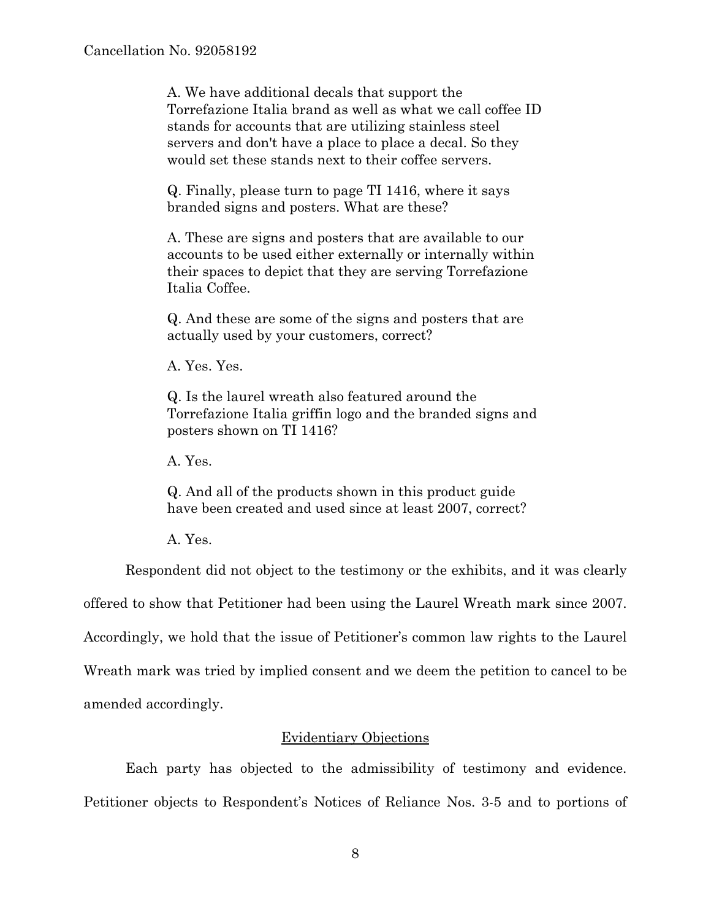> A. We have additional decals that support the Torrefazione Italia brand as well as what we call coffee ID stands for accounts that are utilizing stainless steel servers and don't have a place to place a decal. So they would set these stands next to their coffee servers.
>
> Q. Finally, please turn to page TI 1416, where it says branded signs and posters. What are these?
>
> A. These are signs and posters that are available to our accounts to be used either externally or internally within their spaces to depict that they are serving Torrefazione Italia Coffee.
>
> Q. And these are some of the signs and posters that are actually used by your customers, correct?
>
> A. Yes. Yes.
>
> Q. Is the laurel wreath also featured around the Torrefazione Italia griffin logo and the branded signs and posters shown on TI 1416?
>
> A. Yes.
>
> Q. And all of the products shown in this product guide have been created and used since at least 2007, correct?
>
> A. Yes.

Respondent did not object to the testimony or the exhibits, and it was clearly offered to show that Petitioner had been using the Laurel Wreath mark since 2007. Accordingly, we hold that the issue of Petitioner's common law rights to the Laurel Wreath mark was tried by implied consent and we deem the petition to cancel to be amended accordingly.

## Evidentiary Objections

Each party has objected to the admissibility of testimony and evidence. Petitioner objects to Respondent's Notices of Reliance Nos. 3-5 and to portions of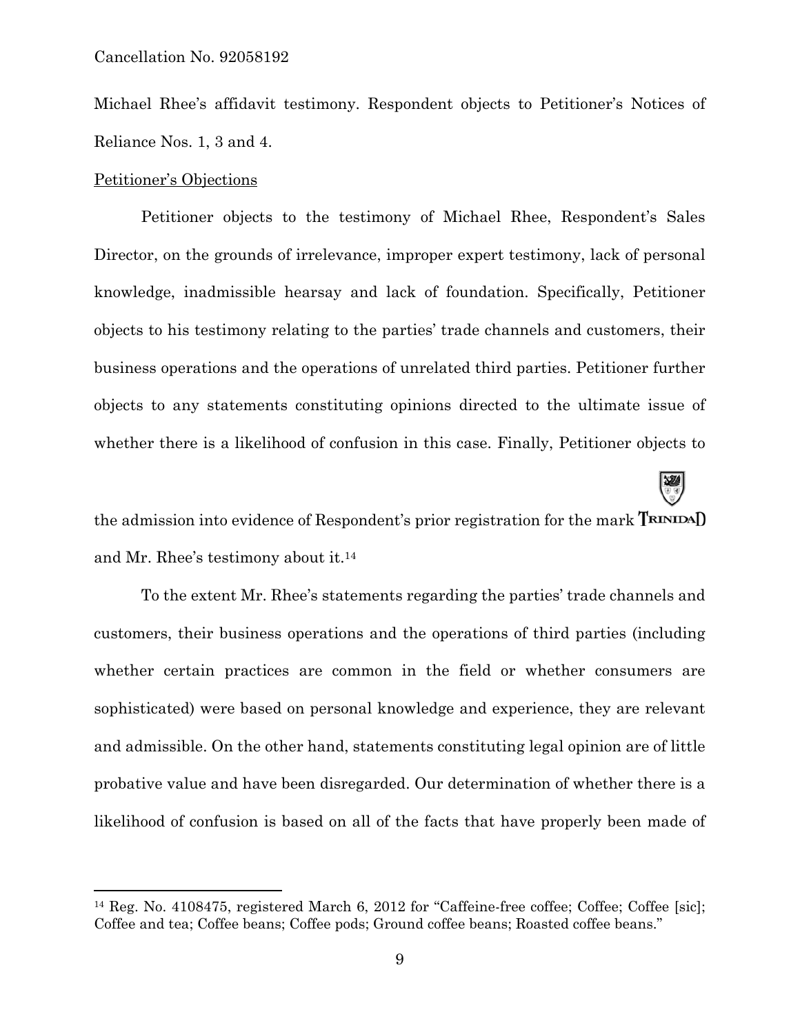Michael Rhee's affidavit testimony. Respondent objects to Petitioner's Notices of Reliance Nos. 1, 3 and 4.

Petitioner's Objections

Petitioner objects to the testimony of Michael Rhee, Respondent's Sales Director, on the grounds of irrelevance, improper expert testimony, lack of personal knowledge, inadmissible hearsay and lack of foundation. Specifically, Petitioner objects to his testimony relating to the parties' trade channels and customers, their business operations and the operations of unrelated third parties. Petitioner further objects to any statements constituting opinions directed to the ultimate issue of whether there is a likelihood of confusion in this case. Finally, Petitioner objects to the admission into evidence of Respondent's prior registration for the mark TRINIDAD and Mr. Rhee's testimony about it.[14]

To the extent Mr. Rhee's statements regarding the parties' trade channels and customers, their business operations and the operations of third parties (including whether certain practices are common in the field or whether consumers are sophisticated) were based on personal knowledge and experience, they are relevant and admissible. On the other hand, statements constituting legal opinion are of little probative value and have been disregarded. Our determination of whether there is a likelihood of confusion is based on all of the facts that have properly been made of

---

[14] Reg. No. 4108475, registered March 6, 2012 for "Caffeine-free coffee; Coffee; Coffee [sic]; Coffee and tea; Coffee beans; Coffee pods; Ground coffee beans; Roasted coffee beans."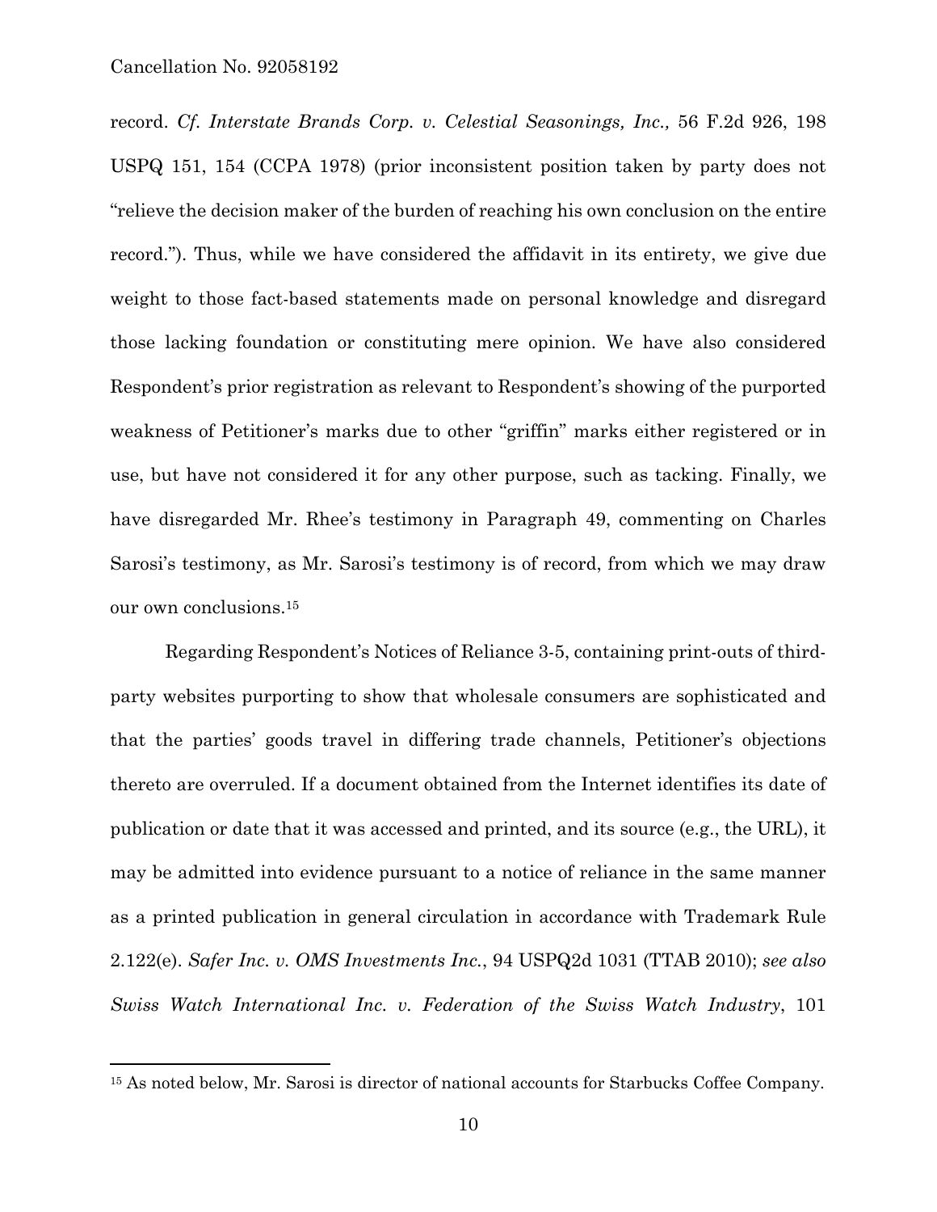record. *Cf. Interstate Brands Corp. v. Celestial Seasonings, Inc.,* 56 F.2d 926, 198 USPQ 151, 154 (CCPA 1978) (prior inconsistent position taken by party does not "relieve the decision maker of the burden of reaching his own conclusion on the entire record."). Thus, while we have considered the affidavit in its entirety, we give due weight to those fact-based statements made on personal knowledge and disregard those lacking foundation or constituting mere opinion. We have also considered Respondent's prior registration as relevant to Respondent's showing of the purported weakness of Petitioner's marks due to other "griffin" marks either registered or in use, but have not considered it for any other purpose, such as tacking. Finally, we have disregarded Mr. Rhee's testimony in Paragraph 49, commenting on Charles Sarosi's testimony, as Mr. Sarosi's testimony is of record, from which we may draw our own conclusions.[15]

Regarding Respondent's Notices of Reliance 3-5, containing print-outs of third-party websites purporting to show that wholesale consumers are sophisticated and that the parties' goods travel in differing trade channels, Petitioner's objections thereto are overruled. If a document obtained from the Internet identifies its date of publication or date that it was accessed and printed, and its source (e.g., the URL), it may be admitted into evidence pursuant to a notice of reliance in the same manner as a printed publication in general circulation in accordance with Trademark Rule 2.122(e). *Safer Inc. v. OMS Investments Inc.*, 94 USPQ2d 1031 (TTAB 2010); *see also Swiss Watch International Inc. v. Federation of the Swiss Watch Industry*, 101

---

[15] As noted below, Mr. Sarosi is director of national accounts for Starbucks Coffee Company.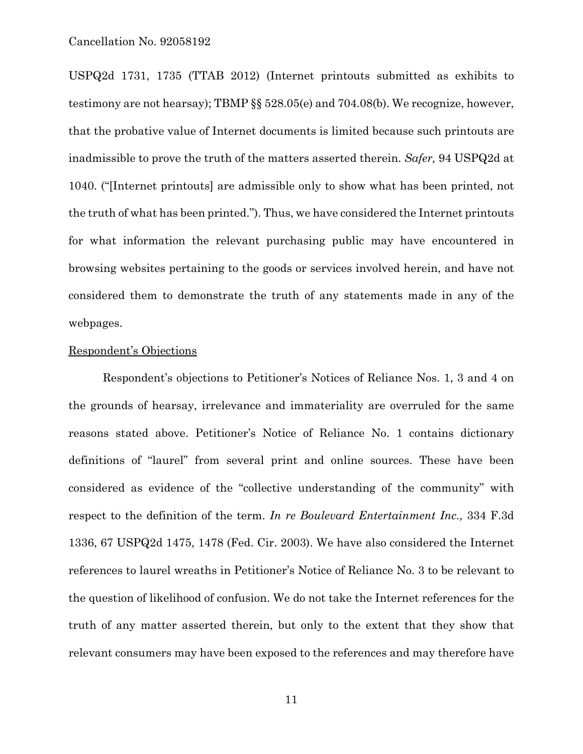USPQ2d 1731, 1735 (TTAB 2012) (Internet printouts submitted as exhibits to testimony are not hearsay); TBMP §§ 528.05(e) and 704.08(b). We recognize, however, that the probative value of Internet documents is limited because such printouts are inadmissible to prove the truth of the matters asserted therein. *Safer,* 94 USPQ2d at 1040. ("[Internet printouts] are admissible only to show what has been printed, not the truth of what has been printed."). Thus, we have considered the Internet printouts for what information the relevant purchasing public may have encountered in browsing websites pertaining to the goods or services involved herein, and have not considered them to demonstrate the truth of any statements made in any of the webpages.

<u>Respondent's Objections</u>

Respondent's objections to Petitioner's Notices of Reliance Nos. 1, 3 and 4 on the grounds of hearsay, irrelevance and immateriality are overruled for the same reasons stated above. Petitioner's Notice of Reliance No. 1 contains dictionary definitions of "laurel" from several print and online sources. These have been considered as evidence of the "collective understanding of the community" with respect to the definition of the term. *In re Boulevard Entertainment Inc.,* 334 F.3d 1336, 67 USPQ2d 1475, 1478 (Fed. Cir. 2003). We have also considered the Internet references to laurel wreaths in Petitioner's Notice of Reliance No. 3 to be relevant to the question of likelihood of confusion. We do not take the Internet references for the truth of any matter asserted therein, but only to the extent that they show that relevant consumers may have been exposed to the references and may therefore have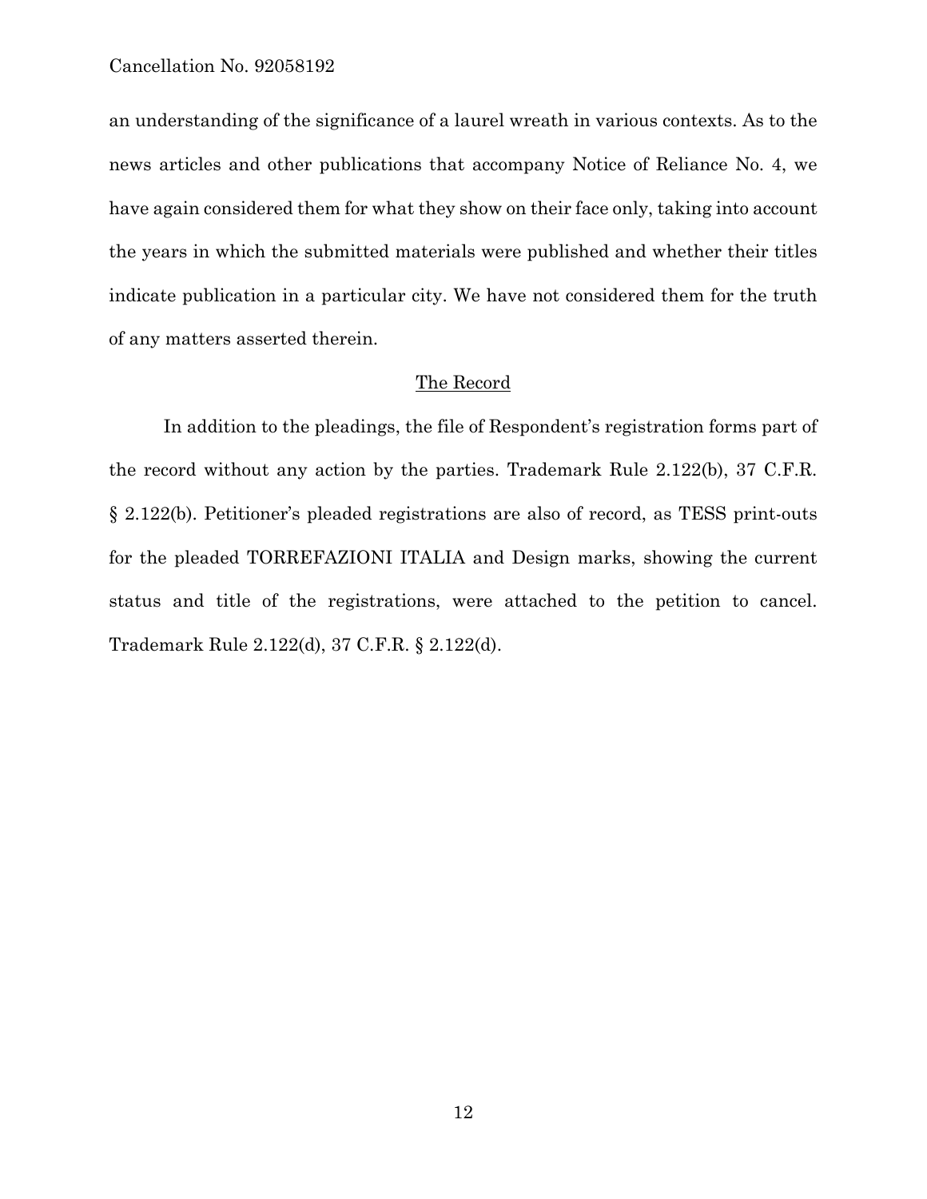an understanding of the significance of a laurel wreath in various contexts. As to the news articles and other publications that accompany Notice of Reliance No. 4, we have again considered them for what they show on their face only, taking into account the years in which the submitted materials were published and whether their titles indicate publication in a particular city. We have not considered them for the truth of any matters asserted therein.

## The Record

In addition to the pleadings, the file of Respondent's registration forms part of the record without any action by the parties. Trademark Rule 2.122(b), 37 C.F.R. § 2.122(b). Petitioner's pleaded registrations are also of record, as TESS print-outs for the pleaded TORREFAZIONI ITALIA and Design marks, showing the current status and title of the registrations, were attached to the petition to cancel. Trademark Rule 2.122(d), 37 C.F.R. § 2.122(d).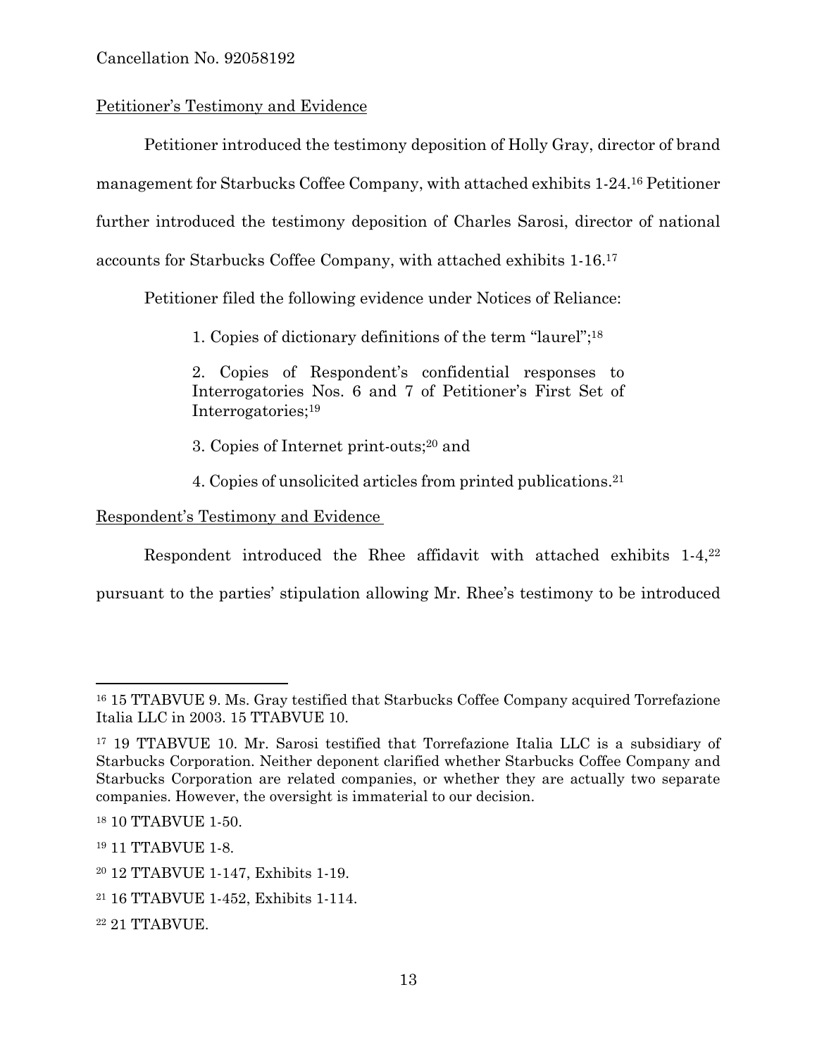Petitioner's Testimony and Evidence

Petitioner introduced the testimony deposition of Holly Gray, director of brand management for Starbucks Coffee Company, with attached exhibits 1-24.[16] Petitioner further introduced the testimony deposition of Charles Sarosi, director of national accounts for Starbucks Coffee Company, with attached exhibits 1-16.[17]

Petitioner filed the following evidence under Notices of Reliance:

> 1. Copies of dictionary definitions of the term "laurel";[18]
>
> 2. Copies of Respondent's confidential responses to Interrogatories Nos. 6 and 7 of Petitioner's First Set of Interrogatories;[19]
>
> 3. Copies of Internet print-outs;[20] and
>
> 4. Copies of unsolicited articles from printed publications.[21]

Respondent's Testimony and Evidence

Respondent introduced the Rhee affidavit with attached exhibits 1-4,[22] pursuant to the parties' stipulation allowing Mr. Rhee's testimony to be introduced

---

[16] 15 TTABVUE 9. Ms. Gray testified that Starbucks Coffee Company acquired Torrefazione Italia LLC in 2003. 15 TTABVUE 10.

[17] 19 TTABVUE 10. Mr. Sarosi testified that Torrefazione Italia LLC is a subsidiary of Starbucks Corporation. Neither deponent clarified whether Starbucks Coffee Company and Starbucks Corporation are related companies, or whether they are actually two separate companies. However, the oversight is immaterial to our decision.

[18] 10 TTABVUE 1-50.

[19] 11 TTABVUE 1-8.

[20] 12 TTABVUE 1-147, Exhibits 1-19.

[21] 16 TTABVUE 1-452, Exhibits 1-114.

[22] 21 TTABVUE.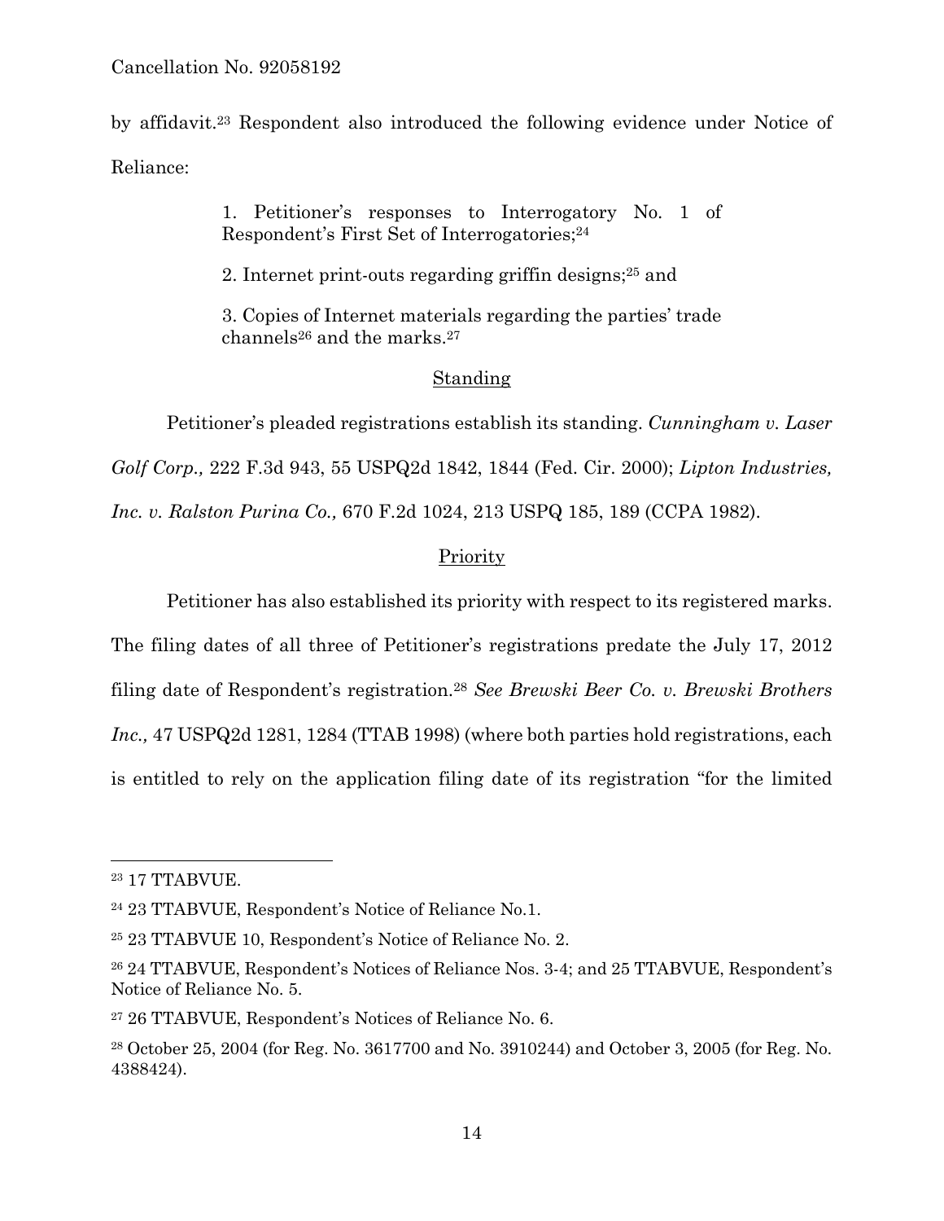by affidavit.[23] Respondent also introduced the following evidence under Notice of Reliance:

> 1. Petitioner's responses to Interrogatory No. 1 of Respondent's First Set of Interrogatories;[24]
>
> 2. Internet print-outs regarding griffin designs;[25] and
>
> 3. Copies of Internet materials regarding the parties' trade channels[26] and the marks.[27]

## Standing

Petitioner's pleaded registrations establish its standing. *Cunningham v. Laser Golf Corp.,* 222 F.3d 943, 55 USPQ2d 1842, 1844 (Fed. Cir. 2000); *Lipton Industries, Inc. v. Ralston Purina Co.,* 670 F.2d 1024, 213 USPQ 185, 189 (CCPA 1982).

## Priority

Petitioner has also established its priority with respect to its registered marks. The filing dates of all three of Petitioner's registrations predate the July 17, 2012 filing date of Respondent's registration.[28] *See Brewski Beer Co. v. Brewski Brothers Inc.,* 47 USPQ2d 1281, 1284 (TTAB 1998) (where both parties hold registrations, each is entitled to rely on the application filing date of its registration "for the limited

---

[23] 17 TTABVUE.

[24] 23 TTABVUE, Respondent's Notice of Reliance No.1.

[25] 23 TTABVUE 10, Respondent's Notice of Reliance No. 2.

[26] 24 TTABVUE, Respondent's Notices of Reliance Nos. 3-4; and 25 TTABVUE, Respondent's Notice of Reliance No. 5.

[27] 26 TTABVUE, Respondent's Notices of Reliance No. 6.

[28] October 25, 2004 (for Reg. No. 3617700 and No. 3910244) and October 3, 2005 (for Reg. No. 4388424).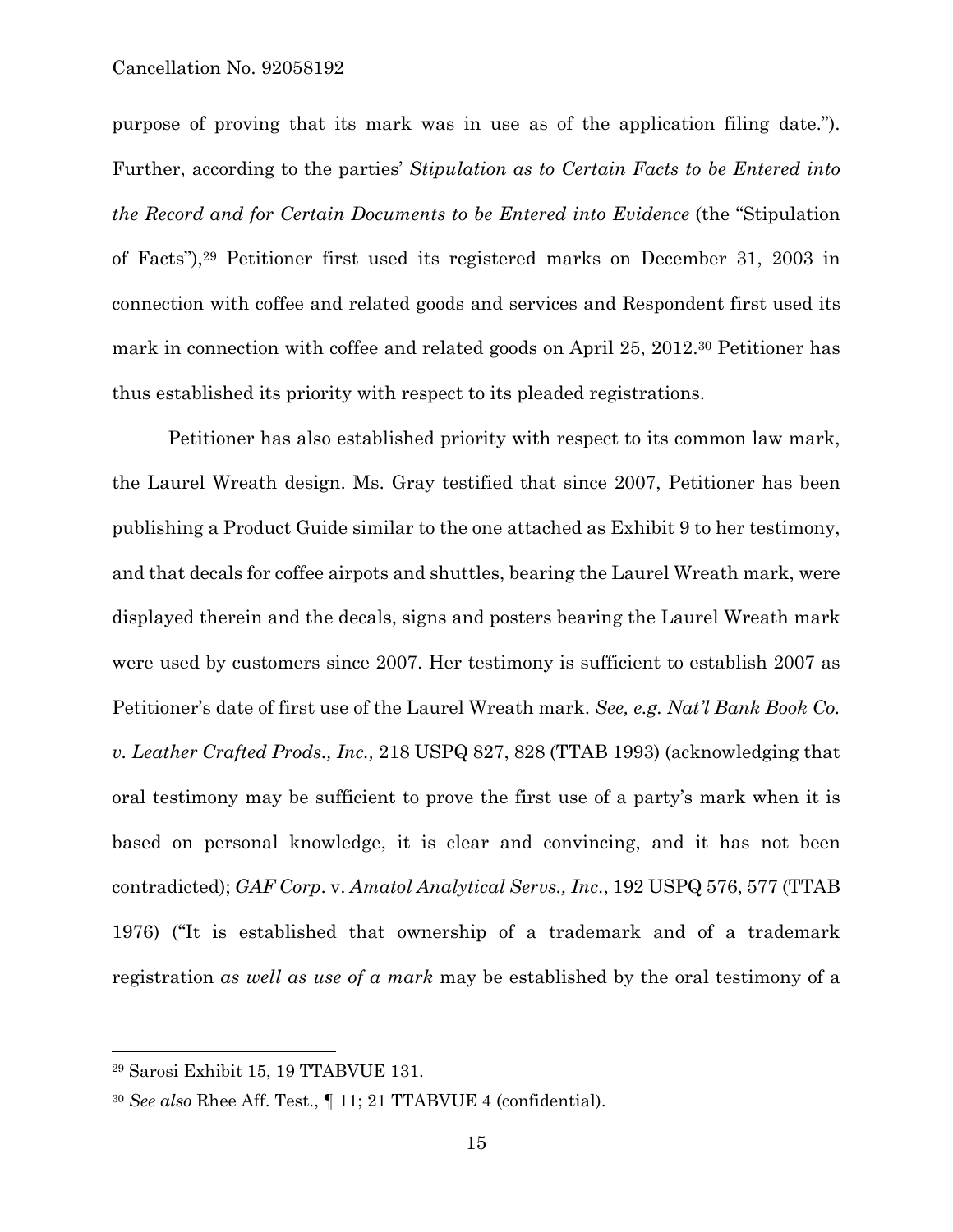purpose of proving that its mark was in use as of the application filing date."). Further, according to the parties' *Stipulation as to Certain Facts to be Entered into the Record and for Certain Documents to be Entered into Evidence* (the "Stipulation of Facts"),[29] Petitioner first used its registered marks on December 31, 2003 in connection with coffee and related goods and services and Respondent first used its mark in connection with coffee and related goods on April 25, 2012.[30] Petitioner has thus established its priority with respect to its pleaded registrations.

Petitioner has also established priority with respect to its common law mark, the Laurel Wreath design. Ms. Gray testified that since 2007, Petitioner has been publishing a Product Guide similar to the one attached as Exhibit 9 to her testimony, and that decals for coffee airpots and shuttles, bearing the Laurel Wreath mark, were displayed therein and the decals, signs and posters bearing the Laurel Wreath mark were used by customers since 2007. Her testimony is sufficient to establish 2007 as Petitioner's date of first use of the Laurel Wreath mark. *See, e.g. Nat'l Bank Book Co. v. Leather Crafted Prods., Inc.,* 218 USPQ 827, 828 (TTAB 1993) (acknowledging that oral testimony may be sufficient to prove the first use of a party's mark when it is based on personal knowledge, it is clear and convincing, and it has not been contradicted); *GAF Corp.* v. *Amatol Analytical Servs., Inc*., 192 USPQ 576, 577 (TTAB 1976) ("It is established that ownership of a trademark and of a trademark registration *as well as use of a mark* may be established by the oral testimony of a

---

[29] Sarosi Exhibit 15, 19 TTABVUE 131.

[30] *See also* Rhee Aff. Test., ¶ 11; 21 TTABVUE 4 (confidential).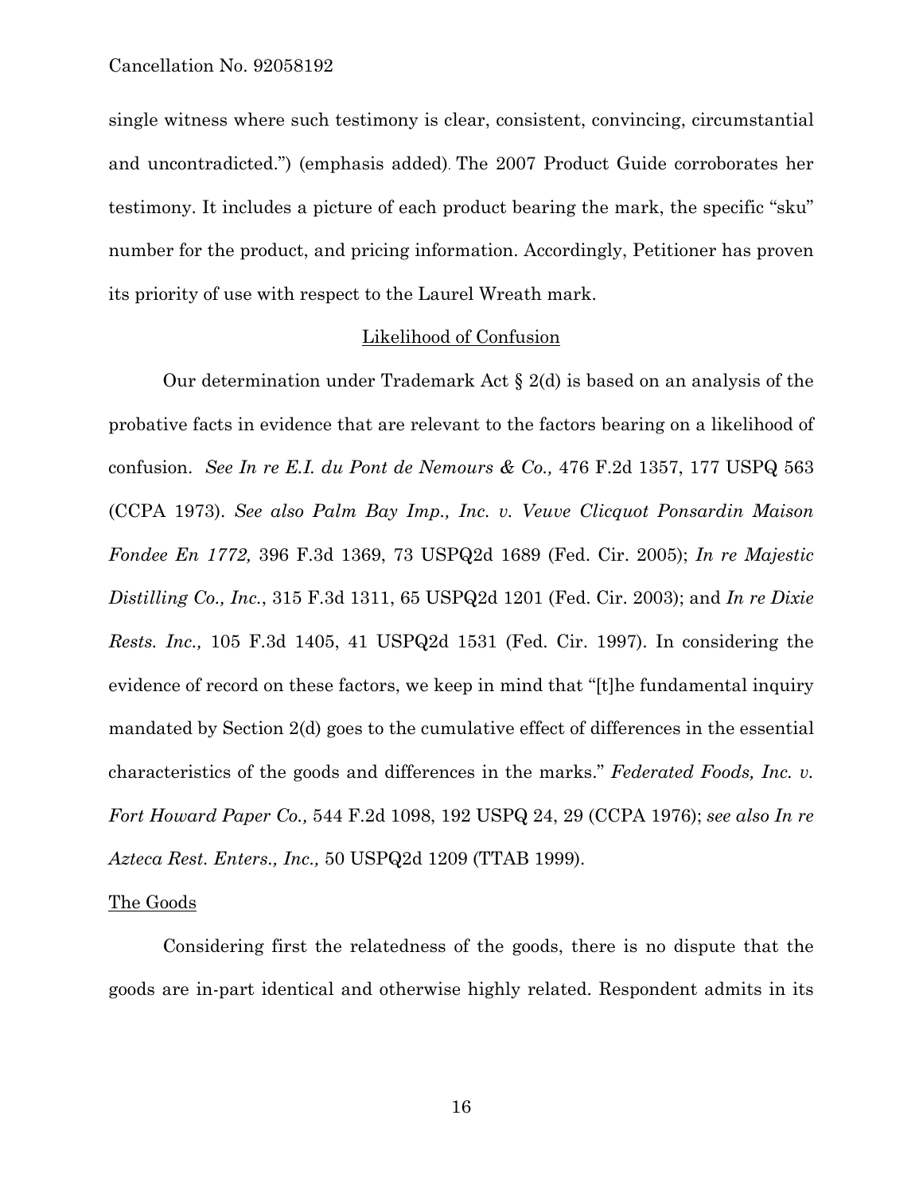single witness where such testimony is clear, consistent, convincing, circumstantial and uncontradicted.") (emphasis added). The 2007 Product Guide corroborates her testimony. It includes a picture of each product bearing the mark, the specific "sku" number for the product, and pricing information. Accordingly, Petitioner has proven its priority of use with respect to the Laurel Wreath mark.

## Likelihood of Confusion

Our determination under Trademark Act § 2(d) is based on an analysis of the probative facts in evidence that are relevant to the factors bearing on a likelihood of confusion. *See In re E.I. du Pont de Nemours & Co.,* 476 F.2d 1357, 177 USPQ 563 (CCPA 1973). *See also Palm Bay Imp., Inc. v. Veuve Clicquot Ponsardin Maison Fondee En 1772,* 396 F.3d 1369, 73 USPQ2d 1689 (Fed. Cir. 2005); *In re Majestic Distilling Co., Inc.*, 315 F.3d 1311, 65 USPQ2d 1201 (Fed. Cir. 2003); and *In re Dixie Rests. Inc.,* 105 F.3d 1405, 41 USPQ2d 1531 (Fed. Cir. 1997). In considering the evidence of record on these factors, we keep in mind that "[t]he fundamental inquiry mandated by Section 2(d) goes to the cumulative effect of differences in the essential characteristics of the goods and differences in the marks." *Federated Foods, Inc. v. Fort Howard Paper Co.,* 544 F.2d 1098, 192 USPQ 24, 29 (CCPA 1976); *see also In re Azteca Rest. Enters., Inc.,* 50 USPQ2d 1209 (TTAB 1999).

### The Goods

Considering first the relatedness of the goods, there is no dispute that the goods are in-part identical and otherwise highly related. Respondent admits in its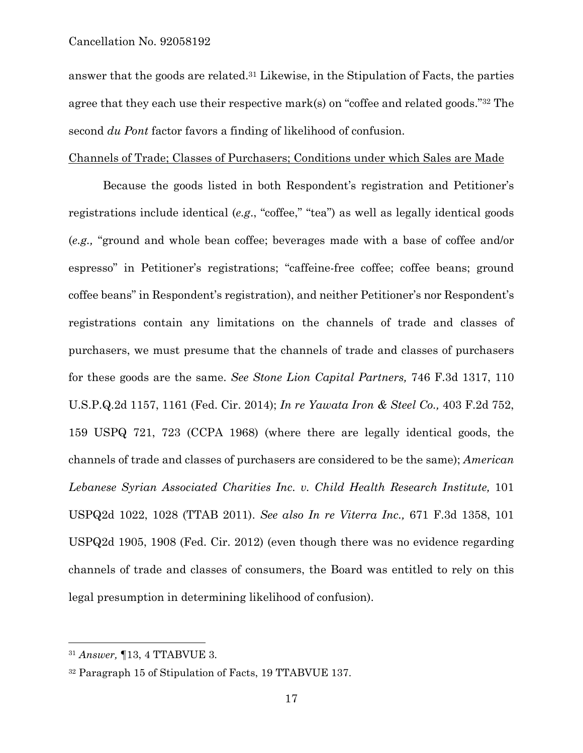answer that the goods are related.[31] Likewise, in the Stipulation of Facts, the parties agree that they each use their respective mark(s) on "coffee and related goods."[32] The second *du Pont* factor favors a finding of likelihood of confusion.

Channels of Trade; Classes of Purchasers; Conditions under which Sales are Made

Because the goods listed in both Respondent's registration and Petitioner's registrations include identical (*e.g*., "coffee," "tea") as well as legally identical goods (*e.g.,* "ground and whole bean coffee; beverages made with a base of coffee and/or espresso" in Petitioner's registrations; "caffeine-free coffee; coffee beans; ground coffee beans" in Respondent's registration), and neither Petitioner's nor Respondent's registrations contain any limitations on the channels of trade and classes of purchasers, we must presume that the channels of trade and classes of purchasers for these goods are the same. *See Stone Lion Capital Partners,* 746 F.3d 1317, 110 U.S.P.Q.2d 1157, 1161 (Fed. Cir. 2014); *In re Yawata Iron & Steel Co.,* 403 F.2d 752, 159 USPQ 721, 723 (CCPA 1968) (where there are legally identical goods, the channels of trade and classes of purchasers are considered to be the same); *American Lebanese Syrian Associated Charities Inc. v. Child Health Research Institute,* 101 USPQ2d 1022, 1028 (TTAB 2011). *See also In re Viterra Inc.,* 671 F.3d 1358, 101 USPQ2d 1905, 1908 (Fed. Cir. 2012) (even though there was no evidence regarding channels of trade and classes of consumers, the Board was entitled to rely on this legal presumption in determining likelihood of confusion).

---

[31] *Answer,* ¶13, 4 TTABVUE 3.

[32] Paragraph 15 of Stipulation of Facts, 19 TTABVUE 137.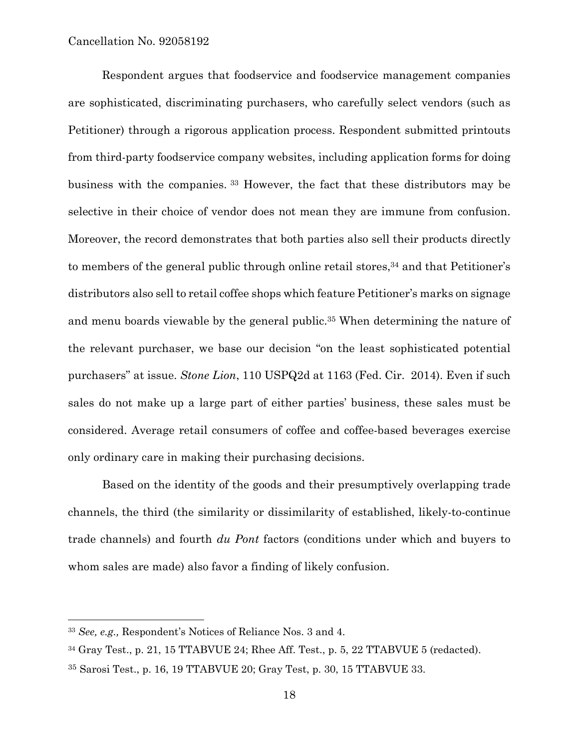Respondent argues that foodservice and foodservice management companies are sophisticated, discriminating purchasers, who carefully select vendors (such as Petitioner) through a rigorous application process. Respondent submitted printouts from third-party foodservice company websites, including application forms for doing business with the companies. [33] However, the fact that these distributors may be selective in their choice of vendor does not mean they are immune from confusion. Moreover, the record demonstrates that both parties also sell their products directly to members of the general public through online retail stores,[34] and that Petitioner's distributors also sell to retail coffee shops which feature Petitioner's marks on signage and menu boards viewable by the general public.[35] When determining the nature of the relevant purchaser, we base our decision "on the least sophisticated potential purchasers" at issue. *Stone Lion*, 110 USPQ2d at 1163 (Fed. Cir. 2014). Even if such sales do not make up a large part of either parties' business, these sales must be considered. Average retail consumers of coffee and coffee-based beverages exercise only ordinary care in making their purchasing decisions.

Based on the identity of the goods and their presumptively overlapping trade channels, the third (the similarity or dissimilarity of established, likely-to-continue trade channels) and fourth *du Pont* factors (conditions under which and buyers to whom sales are made) also favor a finding of likely confusion.

---

[33] *See, e.g.,* Respondent's Notices of Reliance Nos. 3 and 4.

[34] Gray Test., p. 21, 15 TTABVUE 24; Rhee Aff. Test., p. 5, 22 TTABVUE 5 (redacted).

[35] Sarosi Test., p. 16, 19 TTABVUE 20; Gray Test, p. 30, 15 TTABVUE 33.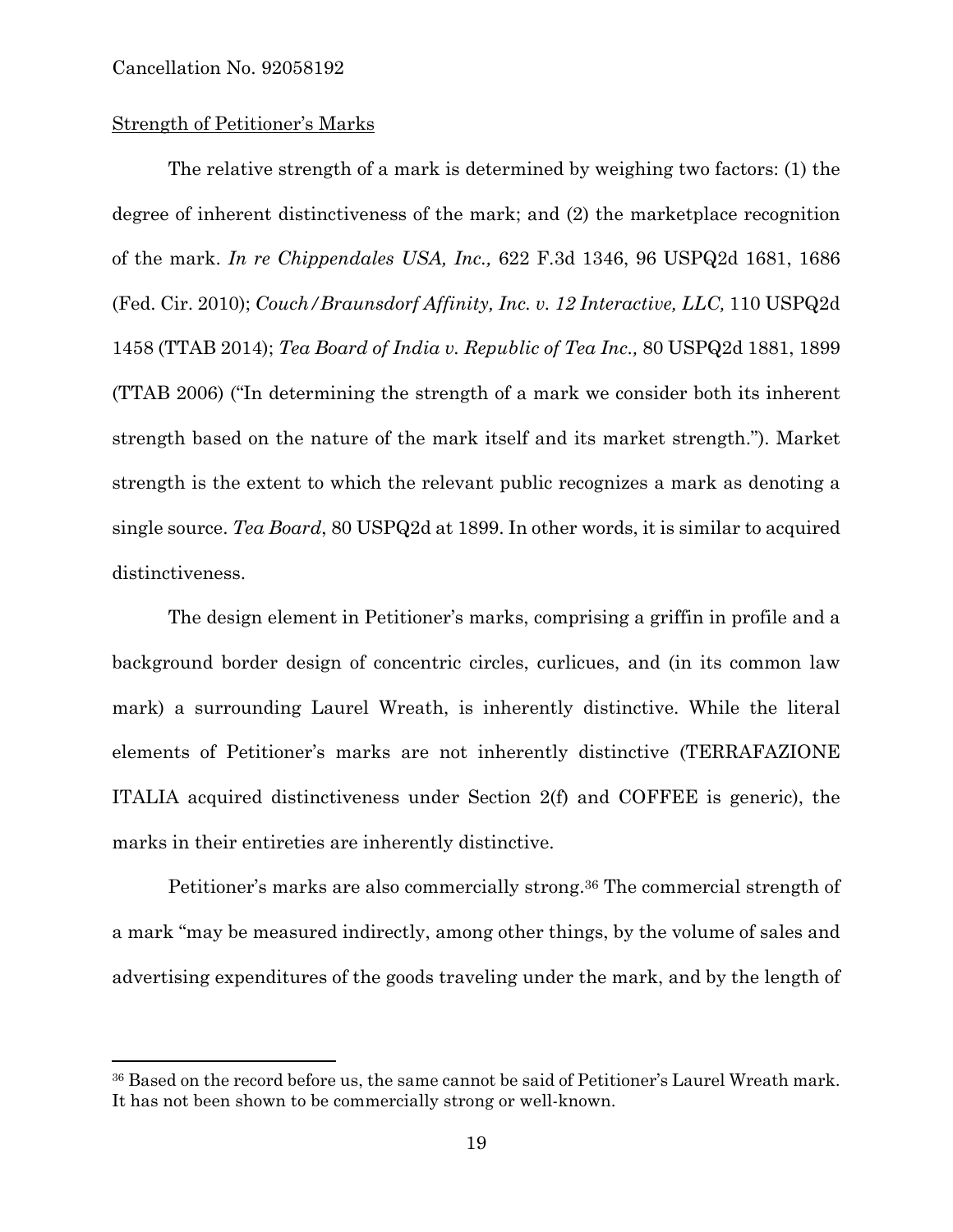Strength of Petitioner's Marks

The relative strength of a mark is determined by weighing two factors: (1) the degree of inherent distinctiveness of the mark; and (2) the marketplace recognition of the mark. *In re Chippendales USA, Inc.,* 622 F.3d 1346, 96 USPQ2d 1681, 1686 (Fed. Cir. 2010); *Couch/Braunsdorf Affinity, Inc. v. 12 Interactive, LLC,* 110 USPQ2d 1458 (TTAB 2014); *Tea Board of India v. Republic of Tea Inc.,* 80 USPQ2d 1881, 1899 (TTAB 2006) ("In determining the strength of a mark we consider both its inherent strength based on the nature of the mark itself and its market strength."). Market strength is the extent to which the relevant public recognizes a mark as denoting a single source. *Tea Board*, 80 USPQ2d at 1899. In other words, it is similar to acquired distinctiveness.

The design element in Petitioner's marks, comprising a griffin in profile and a background border design of concentric circles, curlicues, and (in its common law mark) a surrounding Laurel Wreath, is inherently distinctive. While the literal elements of Petitioner's marks are not inherently distinctive (TERRAFAZIONE ITALIA acquired distinctiveness under Section 2(f) and COFFEE is generic), the marks in their entireties are inherently distinctive.

Petitioner's marks are also commercially strong.[36] The commercial strength of a mark "may be measured indirectly, among other things, by the volume of sales and advertising expenditures of the goods traveling under the mark, and by the length of

---

[36] Based on the record before us, the same cannot be said of Petitioner's Laurel Wreath mark. It has not been shown to be commercially strong or well-known.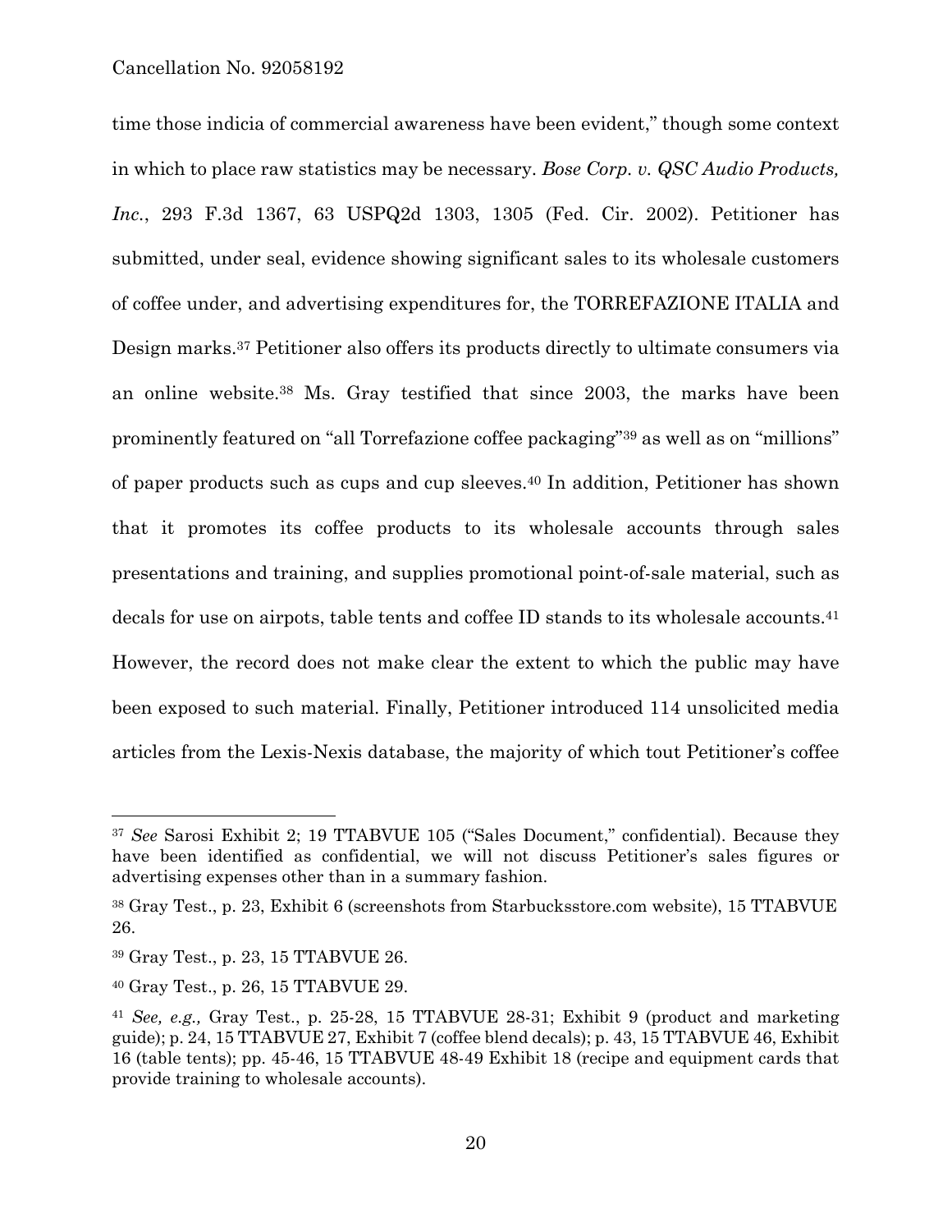time those indicia of commercial awareness have been evident," though some context in which to place raw statistics may be necessary. *Bose Corp. v. QSC Audio Products, Inc.*, 293 F.3d 1367, 63 USPQ2d 1303, 1305 (Fed. Cir. 2002). Petitioner has submitted, under seal, evidence showing significant sales to its wholesale customers of coffee under, and advertising expenditures for, the TORREFAZIONE ITALIA and Design marks.[37] Petitioner also offers its products directly to ultimate consumers via an online website.[38] Ms. Gray testified that since 2003, the marks have been prominently featured on "all Torrefazione coffee packaging"[39] as well as on "millions" of paper products such as cups and cup sleeves.[40] In addition, Petitioner has shown that it promotes its coffee products to its wholesale accounts through sales presentations and training, and supplies promotional point-of-sale material, such as decals for use on airpots, table tents and coffee ID stands to its wholesale accounts.[41] However, the record does not make clear the extent to which the public may have been exposed to such material. Finally, Petitioner introduced 114 unsolicited media articles from the Lexis-Nexis database, the majority of which tout Petitioner's coffee

---

[37] *See* Sarosi Exhibit 2; 19 TTABVUE 105 ("Sales Document," confidential). Because they have been identified as confidential, we will not discuss Petitioner's sales figures or advertising expenses other than in a summary fashion.

[38] Gray Test., p. 23, Exhibit 6 (screenshots from Starbucksstore.com website), 15 TTABVUE 26.

[39] Gray Test., p. 23, 15 TTABVUE 26.

[40] Gray Test., p. 26, 15 TTABVUE 29.

[41] *See, e.g.,* Gray Test., p. 25-28, 15 TTABVUE 28-31; Exhibit 9 (product and marketing guide); p. 24, 15 TTABVUE 27, Exhibit 7 (coffee blend decals); p. 43, 15 TTABVUE 46, Exhibit 16 (table tents); pp. 45-46, 15 TTABVUE 48-49 Exhibit 18 (recipe and equipment cards that provide training to wholesale accounts).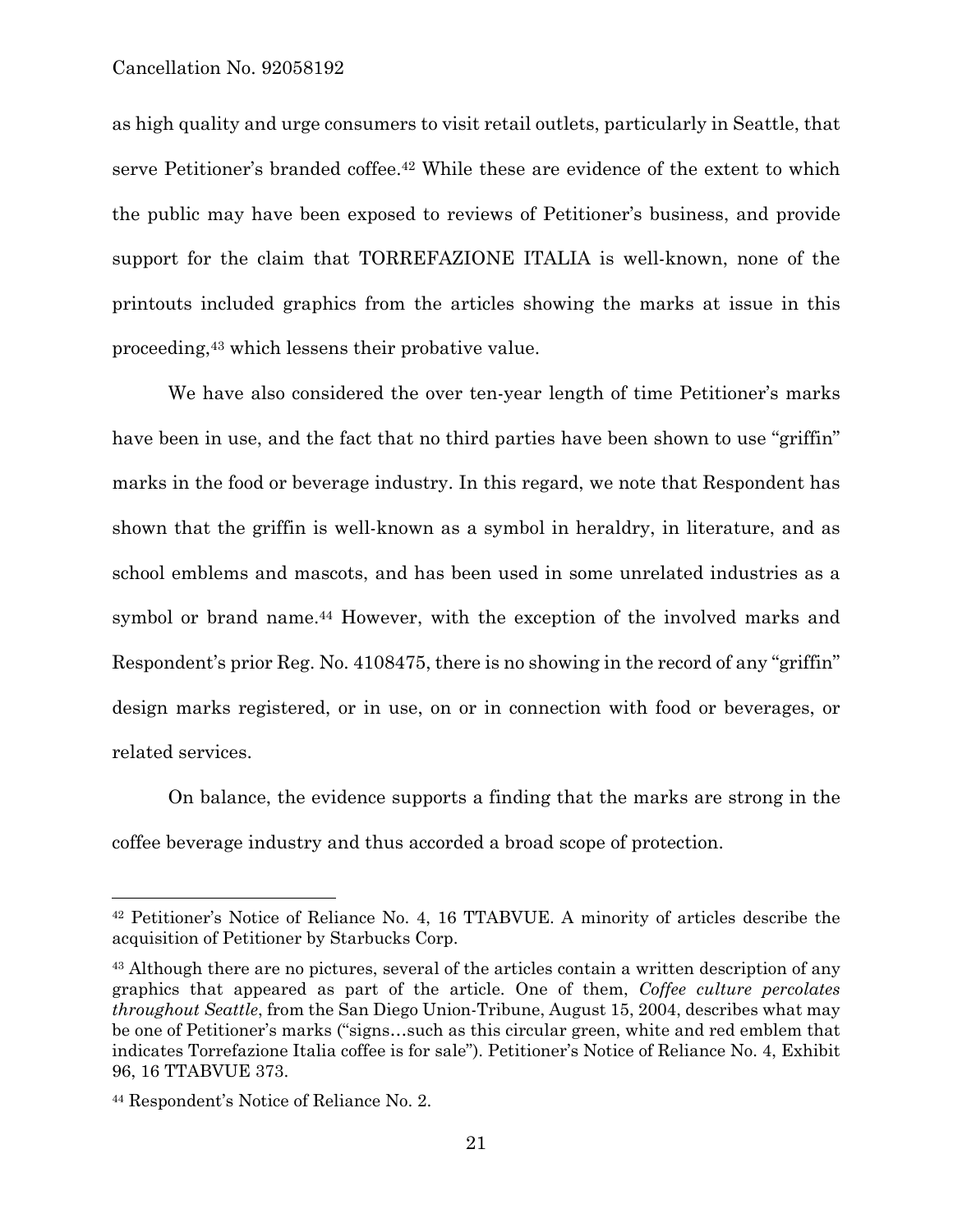as high quality and urge consumers to visit retail outlets, particularly in Seattle, that serve Petitioner's branded coffee.[42] While these are evidence of the extent to which the public may have been exposed to reviews of Petitioner's business, and provide support for the claim that TORREFAZIONE ITALIA is well-known, none of the printouts included graphics from the articles showing the marks at issue in this proceeding,[43] which lessens their probative value.

We have also considered the over ten-year length of time Petitioner's marks have been in use, and the fact that no third parties have been shown to use "griffin" marks in the food or beverage industry. In this regard, we note that Respondent has shown that the griffin is well-known as a symbol in heraldry, in literature, and as school emblems and mascots, and has been used in some unrelated industries as a symbol or brand name.[44] However, with the exception of the involved marks and Respondent's prior Reg. No. 4108475, there is no showing in the record of any "griffin" design marks registered, or in use, on or in connection with food or beverages, or related services.

On balance, the evidence supports a finding that the marks are strong in the coffee beverage industry and thus accorded a broad scope of protection.

---

[42] Petitioner's Notice of Reliance No. 4, 16 TTABVUE. A minority of articles describe the acquisition of Petitioner by Starbucks Corp.

[43] Although there are no pictures, several of the articles contain a written description of any graphics that appeared as part of the article. One of them, *Coffee culture percolates throughout Seattle*, from the San Diego Union-Tribune, August 15, 2004, describes what may be one of Petitioner's marks ("signs…such as this circular green, white and red emblem that indicates Torrefazione Italia coffee is for sale"). Petitioner's Notice of Reliance No. 4, Exhibit 96, 16 TTABVUE 373.

[44] Respondent's Notice of Reliance No. 2.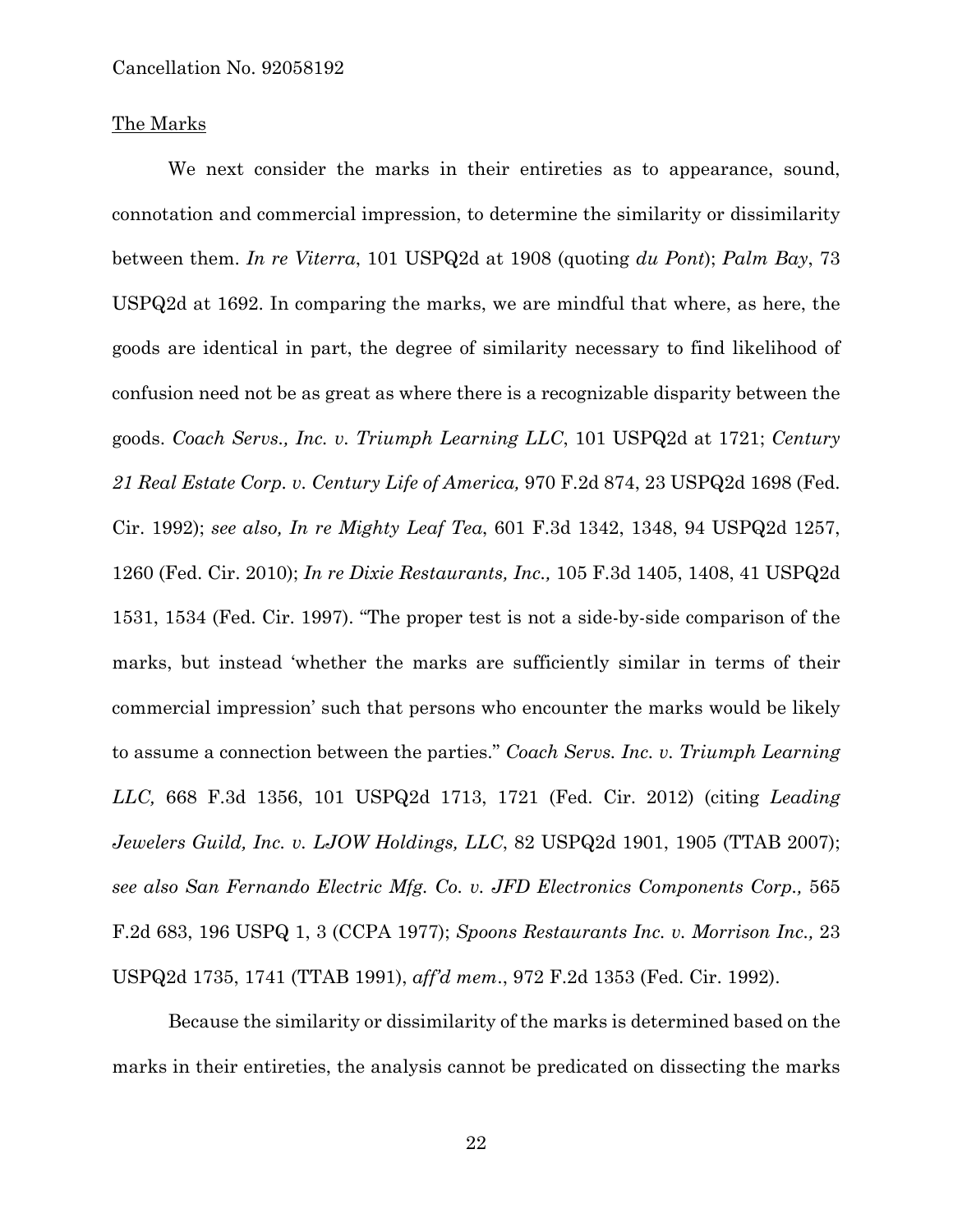The Marks

We next consider the marks in their entireties as to appearance, sound, connotation and commercial impression, to determine the similarity or dissimilarity between them. *In re Viterra*, 101 USPQ2d at 1908 (quoting *du Pont*); *Palm Bay*, 73 USPQ2d at 1692. In comparing the marks, we are mindful that where, as here, the goods are identical in part, the degree of similarity necessary to find likelihood of confusion need not be as great as where there is a recognizable disparity between the goods. *Coach Servs., Inc. v. Triumph Learning LLC*, 101 USPQ2d at 1721; *Century 21 Real Estate Corp. v. Century Life of America,* 970 F.2d 874, 23 USPQ2d 1698 (Fed. Cir. 1992); *see also, In re Mighty Leaf Tea*, 601 F.3d 1342, 1348, 94 USPQ2d 1257, 1260 (Fed. Cir. 2010); *In re Dixie Restaurants, Inc.,* 105 F.3d 1405, 1408, 41 USPQ2d 1531, 1534 (Fed. Cir. 1997). "The proper test is not a side-by-side comparison of the marks, but instead 'whether the marks are sufficiently similar in terms of their commercial impression' such that persons who encounter the marks would be likely to assume a connection between the parties." *Coach Servs. Inc. v. Triumph Learning LLC,* 668 F.3d 1356, 101 USPQ2d 1713, 1721 (Fed. Cir. 2012) (citing *Leading Jewelers Guild, Inc. v. LJOW Holdings, LLC*, 82 USPQ2d 1901, 1905 (TTAB 2007); *see also San Fernando Electric Mfg. Co. v. JFD Electronics Components Corp.,* 565 F.2d 683, 196 USPQ 1, 3 (CCPA 1977); *Spoons Restaurants Inc. v. Morrison Inc.,* 23 USPQ2d 1735, 1741 (TTAB 1991), *aff'd mem*., 972 F.2d 1353 (Fed. Cir. 1992).

Because the similarity or dissimilarity of the marks is determined based on the marks in their entireties, the analysis cannot be predicated on dissecting the marks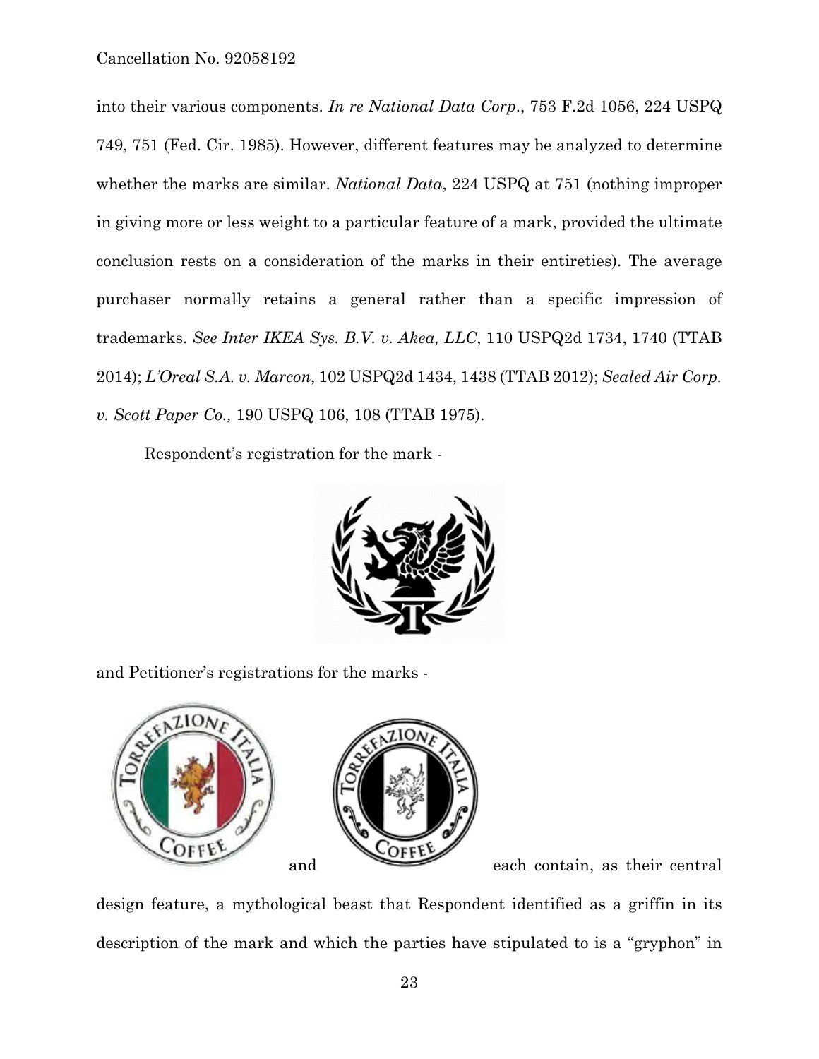into their various components. *In re National Data Corp.*, 753 F.2d 1056, 224 USPQ 749, 751 (Fed. Cir. 1985). However, different features may be analyzed to determine whether the marks are similar. *National Data*, 224 USPQ at 751 (nothing improper in giving more or less weight to a particular feature of a mark, provided the ultimate conclusion rests on a consideration of the marks in their entireties). The average purchaser normally retains a general rather than a specific impression of trademarks. *See Inter IKEA Sys. B.V. v. Akea, LLC*, 110 USPQ2d 1734, 1740 (TTAB 2014); *L'Oreal S.A. v. Marcon*, 102 USPQ2d 1434, 1438 (TTAB 2012); *Sealed Air Corp. v. Scott Paper Co.,* 190 USPQ 106, 108 (TTAB 1975).

Respondent's registration for the mark -

and Petitioner's registrations for the marks -

and each contain, as their central design feature, a mythological beast that Respondent identified as a griffin in its description of the mark and which the parties have stipulated to is a "gryphon" in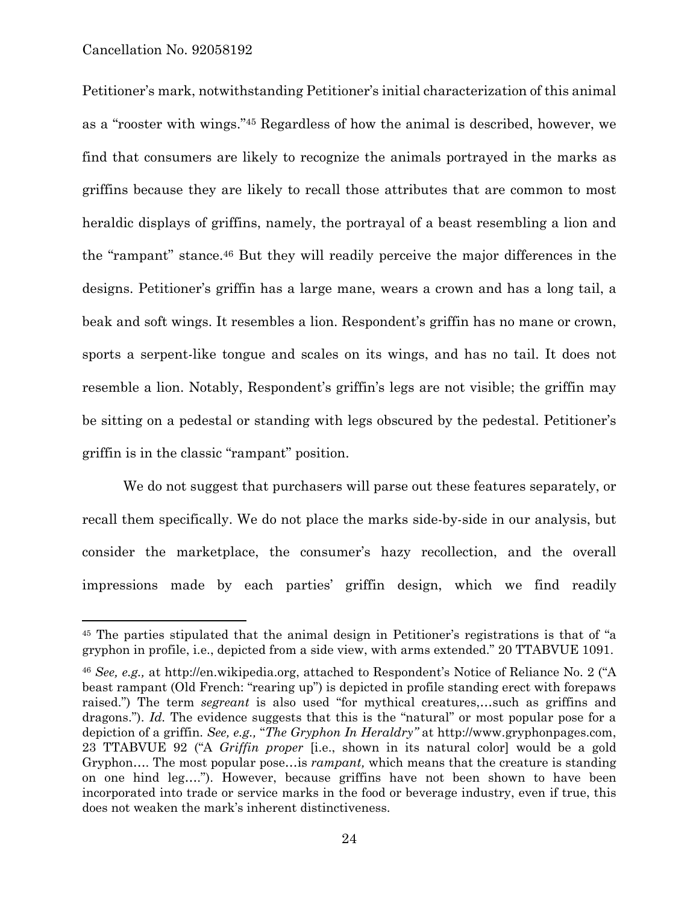Petitioner's mark, notwithstanding Petitioner's initial characterization of this animal as a "rooster with wings."[45] Regardless of how the animal is described, however, we find that consumers are likely to recognize the animals portrayed in the marks as griffins because they are likely to recall those attributes that are common to most heraldic displays of griffins, namely, the portrayal of a beast resembling a lion and the "rampant" stance.[46] But they will readily perceive the major differences in the designs. Petitioner's griffin has a large mane, wears a crown and has a long tail, a beak and soft wings. It resembles a lion. Respondent's griffin has no mane or crown, sports a serpent-like tongue and scales on its wings, and has no tail. It does not resemble a lion. Notably, Respondent's griffin's legs are not visible; the griffin may be sitting on a pedestal or standing with legs obscured by the pedestal. Petitioner's griffin is in the classic "rampant" position.

We do not suggest that purchasers will parse out these features separately, or recall them specifically. We do not place the marks side-by-side in our analysis, but consider the marketplace, the consumer's hazy recollection, and the overall impressions made by each parties' griffin design, which we find readily

---

[45] The parties stipulated that the animal design in Petitioner's registrations is that of "a gryphon in profile, i.e., depicted from a side view, with arms extended." 20 TTABVUE 1091.

[46] *See, e.g.,* at http://en.wikipedia.org, attached to Respondent's Notice of Reliance No. 2 ("A beast rampant (Old French: "rearing up") is depicted in profile standing erect with forepaws raised.") The term *segreant* is also used "for mythical creatures,…such as griffins and dragons."). *Id.* The evidence suggests that this is the "natural" or most popular pose for a depiction of a griffin. *See, e.g.,* "*The Gryphon In Heraldry"* at http://www.gryphonpages.com, 23 TTABVUE 92 ("A *Griffin proper* [i.e., shown in its natural color] would be a gold Gryphon…. The most popular pose…is *rampant,* which means that the creature is standing on one hind leg…."). However, because griffins have not been shown to have been incorporated into trade or service marks in the food or beverage industry, even if true, this does not weaken the mark's inherent distinctiveness.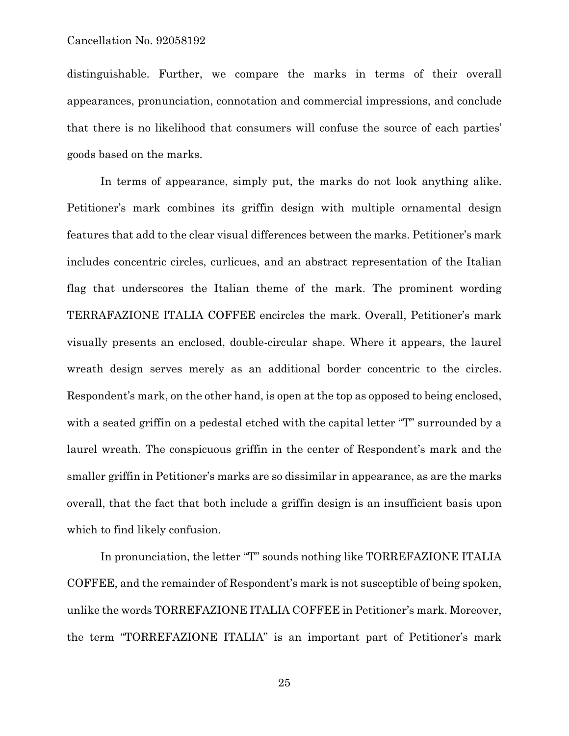distinguishable. Further, we compare the marks in terms of their overall appearances, pronunciation, connotation and commercial impressions, and conclude that there is no likelihood that consumers will confuse the source of each parties' goods based on the marks.

In terms of appearance, simply put, the marks do not look anything alike. Petitioner's mark combines its griffin design with multiple ornamental design features that add to the clear visual differences between the marks. Petitioner's mark includes concentric circles, curlicues, and an abstract representation of the Italian flag that underscores the Italian theme of the mark. The prominent wording TERRAFAZIONE ITALIA COFFEE encircles the mark. Overall, Petitioner's mark visually presents an enclosed, double-circular shape. Where it appears, the laurel wreath design serves merely as an additional border concentric to the circles. Respondent's mark, on the other hand, is open at the top as opposed to being enclosed, with a seated griffin on a pedestal etched with the capital letter "T" surrounded by a laurel wreath. The conspicuous griffin in the center of Respondent's mark and the smaller griffin in Petitioner's marks are so dissimilar in appearance, as are the marks overall, that the fact that both include a griffin design is an insufficient basis upon which to find likely confusion.

In pronunciation, the letter "T" sounds nothing like TORREFAZIONE ITALIA COFFEE, and the remainder of Respondent's mark is not susceptible of being spoken, unlike the words TORREFAZIONE ITALIA COFFEE in Petitioner's mark. Moreover, the term "TORREFAZIONE ITALIA" is an important part of Petitioner's mark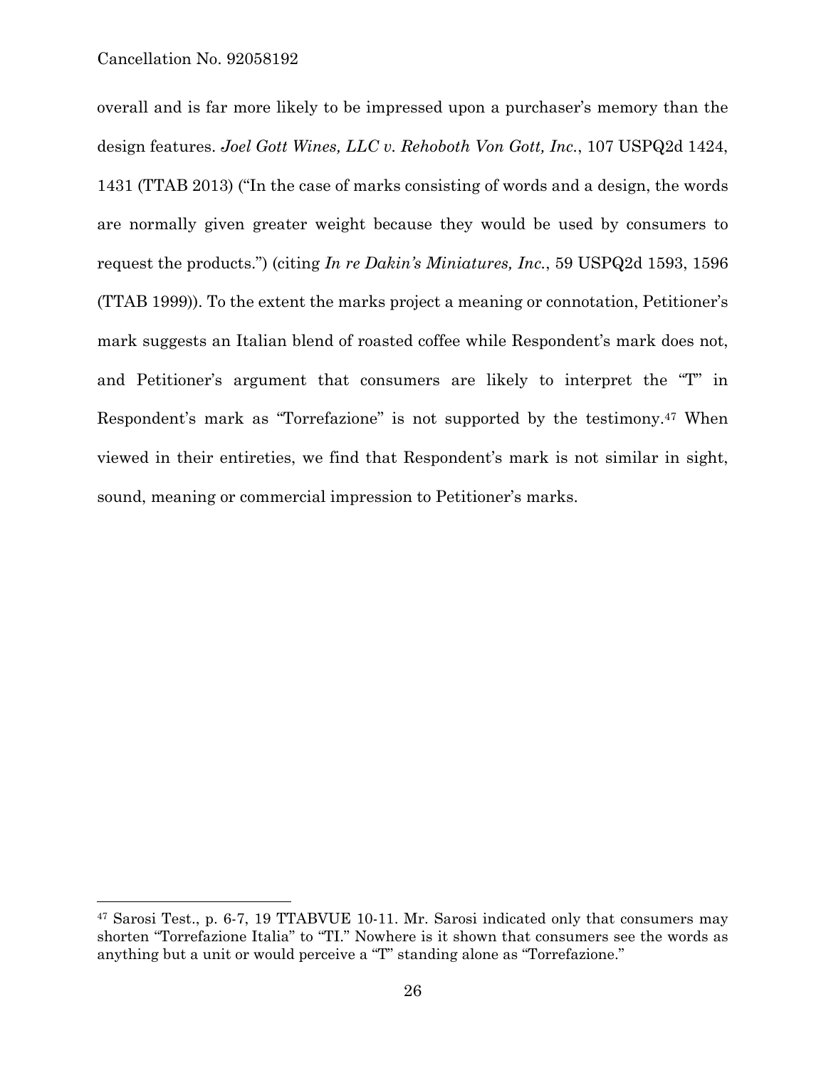overall and is far more likely to be impressed upon a purchaser's memory than the design features. *Joel Gott Wines, LLC v. Rehoboth Von Gott, Inc.*, 107 USPQ2d 1424, 1431 (TTAB 2013) ("In the case of marks consisting of words and a design, the words are normally given greater weight because they would be used by consumers to request the products.") (citing *In re Dakin's Miniatures, Inc.*, 59 USPQ2d 1593, 1596 (TTAB 1999)). To the extent the marks project a meaning or connotation, Petitioner's mark suggests an Italian blend of roasted coffee while Respondent's mark does not, and Petitioner's argument that consumers are likely to interpret the "T" in Respondent's mark as "Torrefazione" is not supported by the testimony.[47] When viewed in their entireties, we find that Respondent's mark is not similar in sight, sound, meaning or commercial impression to Petitioner's marks.

---

[47] Sarosi Test., p. 6-7, 19 TTABVUE 10-11. Mr. Sarosi indicated only that consumers may shorten "Torrefazione Italia" to "TI." Nowhere is it shown that consumers see the words as anything but a unit or would perceive a "T" standing alone as "Torrefazione."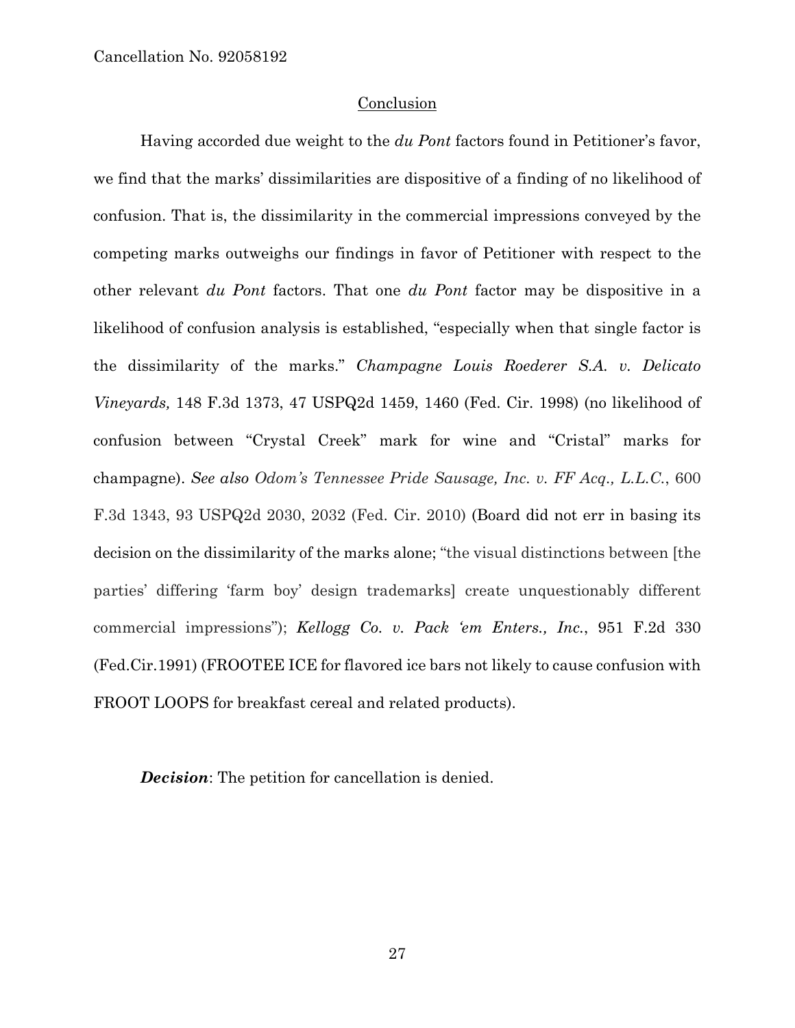## Conclusion

Having accorded due weight to the *du Pont* factors found in Petitioner's favor, we find that the marks' dissimilarities are dispositive of a finding of no likelihood of confusion. That is, the dissimilarity in the commercial impressions conveyed by the competing marks outweighs our findings in favor of Petitioner with respect to the other relevant *du Pont* factors. That one *du Pont* factor may be dispositive in a likelihood of confusion analysis is established, "especially when that single factor is the dissimilarity of the marks." *Champagne Louis Roederer S.A. v. Delicato Vineyards,* 148 F.3d 1373, 47 USPQ2d 1459, 1460 (Fed. Cir. 1998) (no likelihood of confusion between "Crystal Creek" mark for wine and "Cristal" marks for champagne). *See also Odom's Tennessee Pride Sausage, Inc. v. FF Acq., L.L.C.*, 600 F.3d 1343, 93 USPQ2d 2030, 2032 (Fed. Cir. 2010) (Board did not err in basing its decision on the dissimilarity of the marks alone; "the visual distinctions between [the parties' differing 'farm boy' design trademarks] create unquestionably different commercial impressions"); *Kellogg Co. v. Pack 'em Enters., Inc.*, 951 F.2d 330 (Fed.Cir.1991) (FROOTEE ICE for flavored ice bars not likely to cause confusion with FROOT LOOPS for breakfast cereal and related products).

***Decision***: The petition for cancellation is denied.